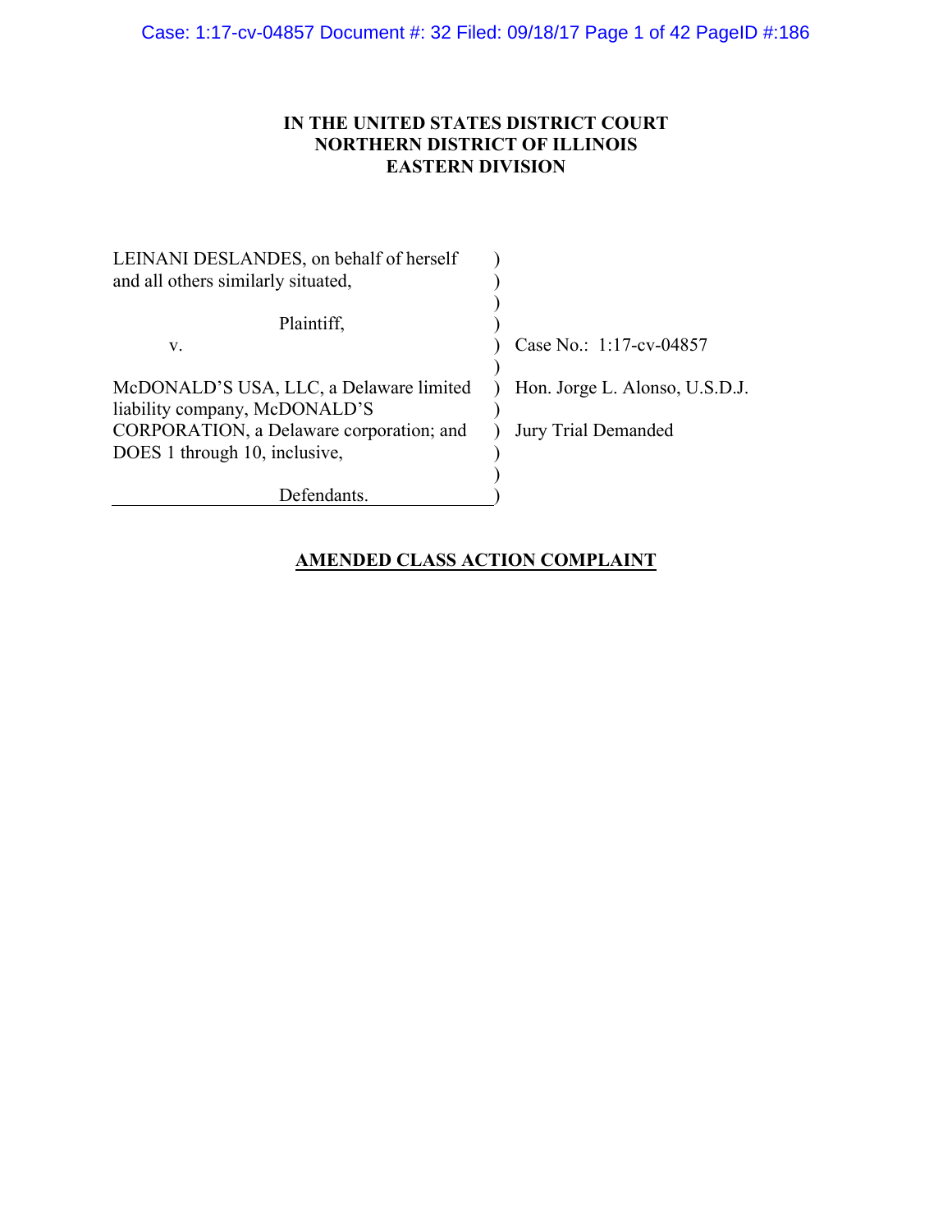**IN THE UNITED STATES DISTRICT COURT**
**NORTHERN DISTRICT OF ILLINOIS**
**EASTERN DIVISION**

| | |
|---|---|
| LEINANI DESLANDES, on behalf of herself and all others similarly situated, | |
| Plaintiff, | |
| v. | Case No.: 1:17-cv-04857 |
| McDONALD'S USA, LLC, a Delaware limited liability company, McDONALD'S CORPORATION, a Delaware corporation; and DOES 1 through 10, inclusive, | Hon. Jorge L. Alonso, U.S.D.J. |
| | Jury Trial Demanded |
| Defendants. | |

**AMENDED CLASS ACTION COMPLAINT**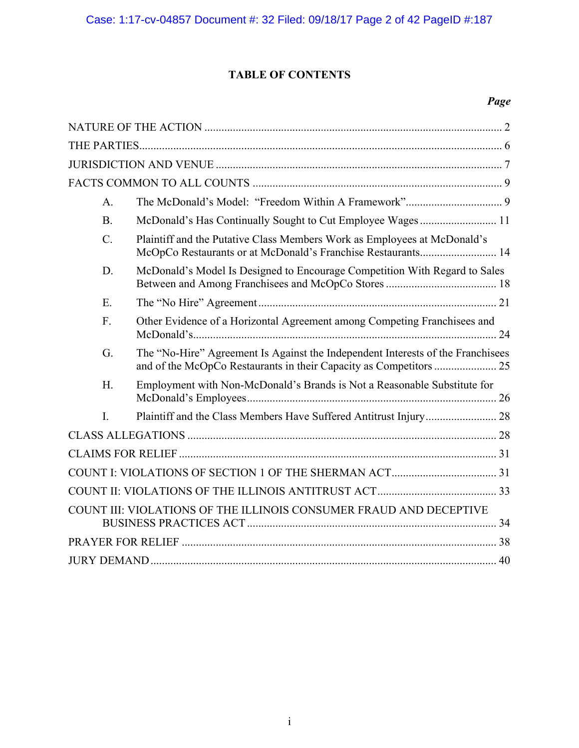# TABLE OF CONTENTS

| | | Page |
|---|---|---|
| NATURE OF THE ACTION | | 2 |
| THE PARTIES | | 6 |
| JURISDICTION AND VENUE | | 7 |
| FACTS COMMON TO ALL COUNTS | | 9 |
| A. | The McDonald's Model: "Freedom Within A Framework" | 9 |
| B. | McDonald's Has Continually Sought to Cut Employee Wages | 11 |
| C. | Plaintiff and the Putative Class Members Work as Employees at McDonald's McOpCo Restaurants or at McDonald's Franchise Restaurants | 14 |
| D. | McDonald's Model Is Designed to Encourage Competition With Regard to Sales Between and Among Franchisees and McOpCo Stores | 18 |
| E. | The "No Hire" Agreement | 21 |
| F. | Other Evidence of a Horizontal Agreement among Competing Franchisees and McDonald's | 24 |
| G. | The "No-Hire" Agreement Is Against the Independent Interests of the Franchisees and of the McOpCo Restaurants in their Capacity as Competitors | 25 |
| H. | Employment with Non-McDonald's Brands is Not a Reasonable Substitute for McDonald's Employees | 26 |
| I. | Plaintiff and the Class Members Have Suffered Antitrust Injury | 28 |
| CLASS ALLEGATIONS | | 28 |
| CLAIMS FOR RELIEF | | 31 |
| COUNT I: VIOLATIONS OF SECTION 1 OF THE SHERMAN ACT | | 31 |
| COUNT II: VIOLATIONS OF THE ILLINOIS ANTITRUST ACT | | 33 |
| COUNT III: VIOLATIONS OF THE ILLINOIS CONSUMER FRAUD AND DECEPTIVE BUSINESS PRACTICES ACT | | 34 |
| PRAYER FOR RELIEF | | 38 |
| JURY DEMAND | | 40 |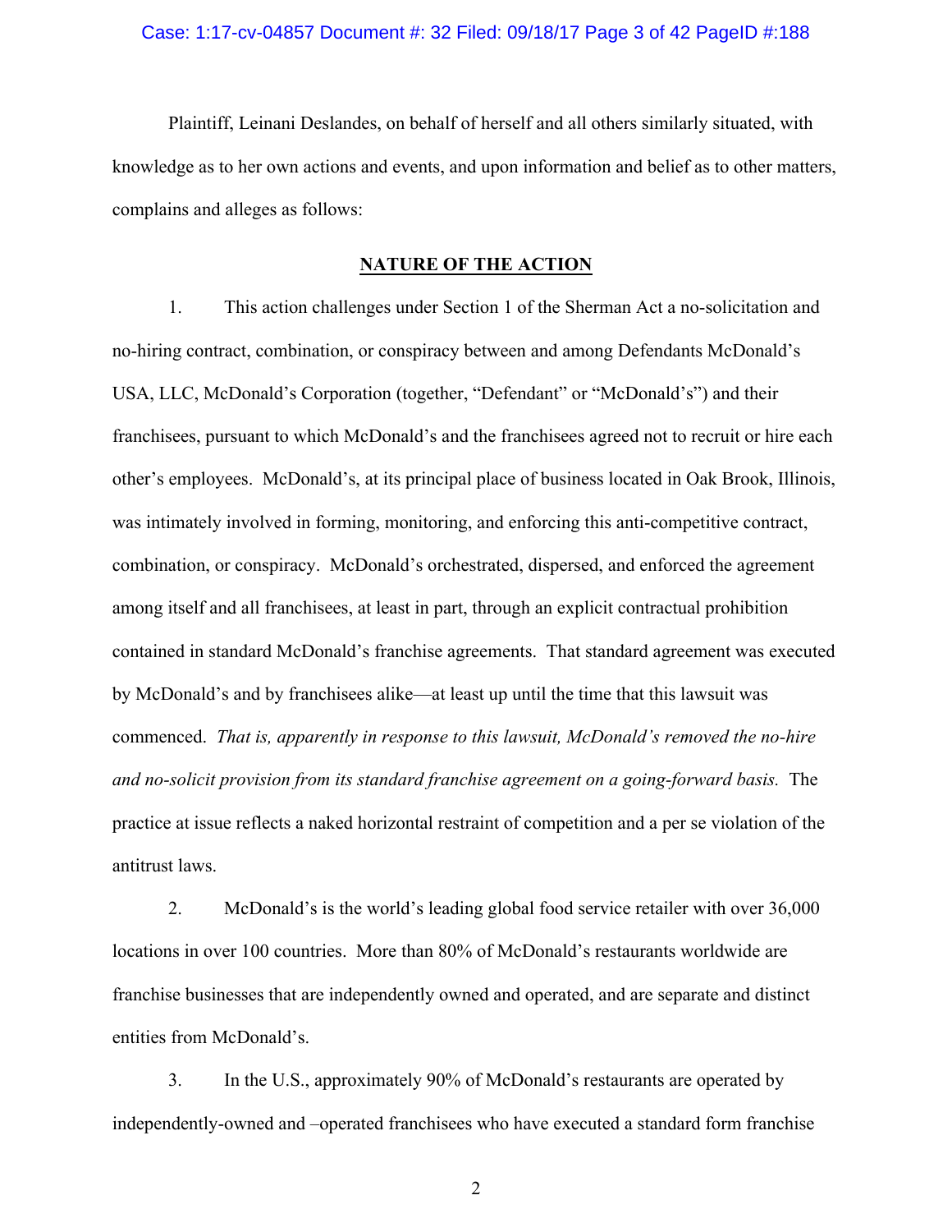Plaintiff, Leinani Deslandes, on behalf of herself and all others similarly situated, with knowledge as to her own actions and events, and upon information and belief as to other matters, complains and alleges as follows:

## NATURE OF THE ACTION

1. This action challenges under Section 1 of the Sherman Act a no-solicitation and no-hiring contract, combination, or conspiracy between and among Defendants McDonald's USA, LLC, McDonald's Corporation (together, "Defendant" or "McDonald's") and their franchisees, pursuant to which McDonald's and the franchisees agreed not to recruit or hire each other's employees. McDonald's, at its principal place of business located in Oak Brook, Illinois, was intimately involved in forming, monitoring, and enforcing this anti-competitive contract, combination, or conspiracy. McDonald's orchestrated, dispersed, and enforced the agreement among itself and all franchisees, at least in part, through an explicit contractual prohibition contained in standard McDonald's franchise agreements. That standard agreement was executed by McDonald's and by franchisees alike—at least up until the time that this lawsuit was commenced. *That is, apparently in response to this lawsuit, McDonald's removed the no-hire and no-solicit provision from its standard franchise agreement on a going-forward basis.* The practice at issue reflects a naked horizontal restraint of competition and a per se violation of the antitrust laws.

2. McDonald's is the world's leading global food service retailer with over 36,000 locations in over 100 countries. More than 80% of McDonald's restaurants worldwide are franchise businesses that are independently owned and operated, and are separate and distinct entities from McDonald's.

3. In the U.S., approximately 90% of McDonald's restaurants are operated by independently-owned and –operated franchisees who have executed a standard form franchise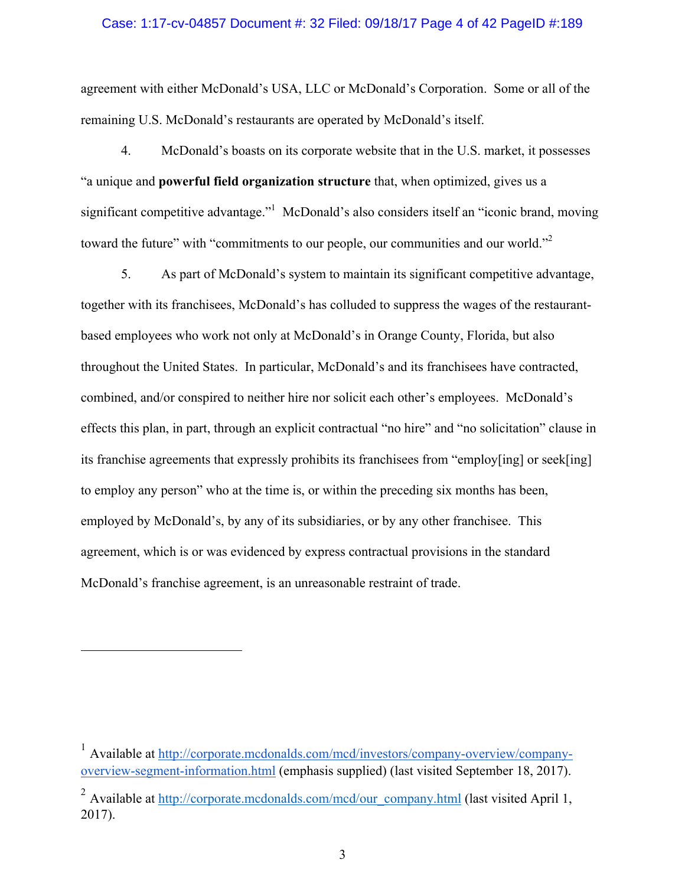agreement with either McDonald's USA, LLC or McDonald's Corporation. Some or all of the remaining U.S. McDonald's restaurants are operated by McDonald's itself.

4. McDonald's boasts on its corporate website that in the U.S. market, it possesses "a unique and **powerful field organization structure** that, when optimized, gives us a significant competitive advantage."[1] McDonald's also considers itself an "iconic brand, moving toward the future" with "commitments to our people, our communities and our world."[2]

5. As part of McDonald's system to maintain its significant competitive advantage, together with its franchisees, McDonald's has colluded to suppress the wages of the restaurant-based employees who work not only at McDonald's in Orange County, Florida, but also throughout the United States. In particular, McDonald's and its franchisees have contracted, combined, and/or conspired to neither hire nor solicit each other's employees. McDonald's effects this plan, in part, through an explicit contractual "no hire" and "no solicitation" clause in its franchise agreements that expressly prohibits its franchisees from "employ[ing] or seek[ing] to employ any person" who at the time is, or within the preceding six months has been, employed by McDonald's, by any of its subsidiaries, or by any other franchisee. This agreement, which is or was evidenced by express contractual provisions in the standard McDonald's franchise agreement, is an unreasonable restraint of trade.

---

[1] Available at http://corporate.mcdonalds.com/mcd/investors/company-overview/company-overview-segment-information.html (emphasis supplied) (last visited September 18, 2017).

[2] Available at http://corporate.mcdonalds.com/mcd/our_company.html (last visited April 1, 2017).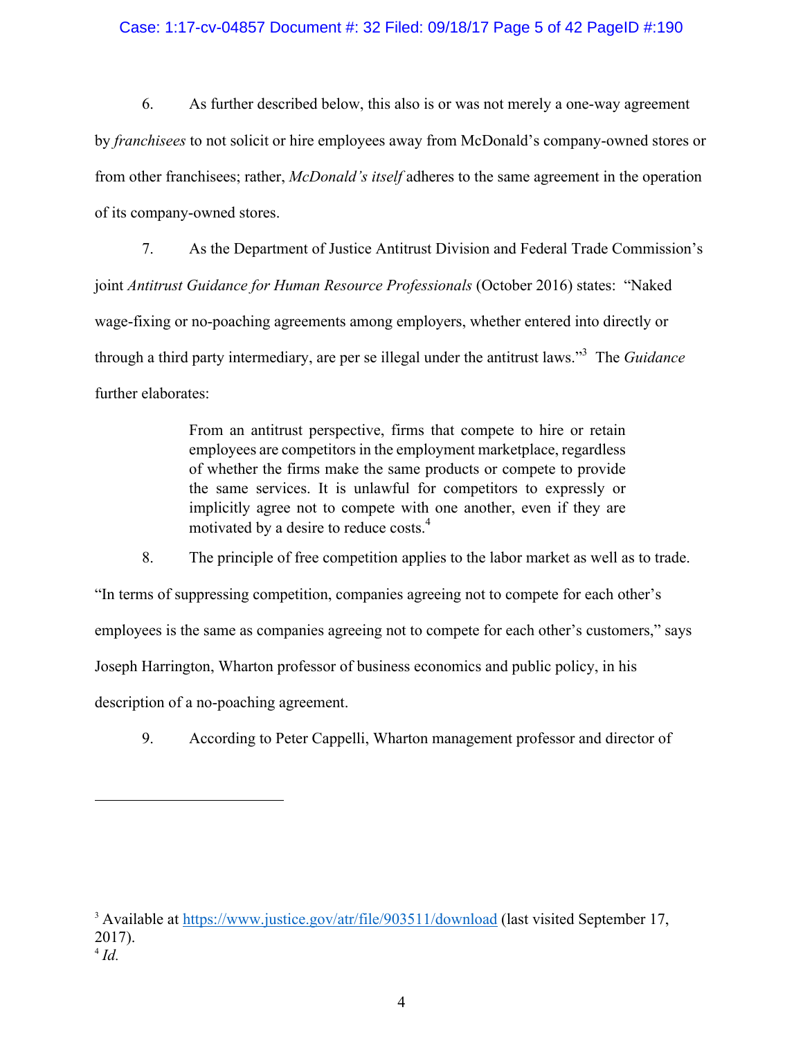6. As further described below, this also is or was not merely a one-way agreement by *franchisees* to not solicit or hire employees away from McDonald's company-owned stores or from other franchisees; rather, *McDonald's itself* adheres to the same agreement in the operation of its company-owned stores.

7. As the Department of Justice Antitrust Division and Federal Trade Commission's joint *Antitrust Guidance for Human Resource Professionals* (October 2016) states: "Naked wage-fixing or no-poaching agreements among employers, whether entered into directly or through a third party intermediary, are per se illegal under the antitrust laws."[3] The *Guidance* further elaborates:

> From an antitrust perspective, firms that compete to hire or retain employees are competitors in the employment marketplace, regardless of whether the firms make the same products or compete to provide the same services. It is unlawful for competitors to expressly or implicitly agree not to compete with one another, even if they are motivated by a desire to reduce costs.[4]

8. The principle of free competition applies to the labor market as well as to trade. "In terms of suppressing competition, companies agreeing not to compete for each other's employees is the same as companies agreeing not to compete for each other's customers," says Joseph Harrington, Wharton professor of business economics and public policy, in his description of a no-poaching agreement.

9. According to Peter Cappelli, Wharton management professor and director of

---

[3] Available at https://www.justice.gov/atr/file/903511/download (last visited September 17, 2017).

[4] *Id.*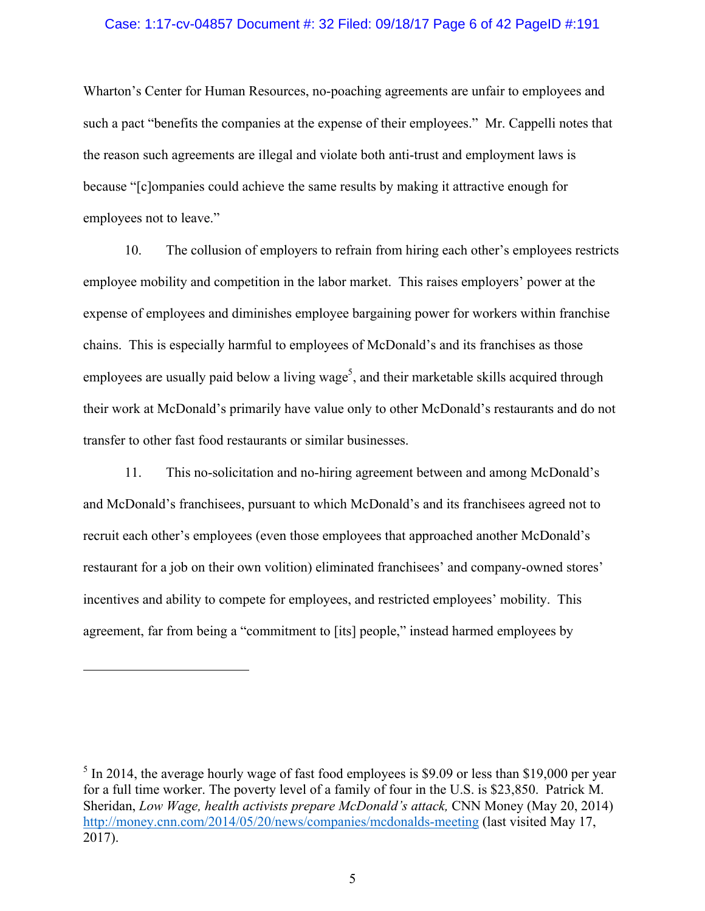Wharton's Center for Human Resources, no-poaching agreements are unfair to employees and such a pact "benefits the companies at the expense of their employees." Mr. Cappelli notes that the reason such agreements are illegal and violate both anti-trust and employment laws is because "[c]ompanies could achieve the same results by making it attractive enough for employees not to leave."

10. The collusion of employers to refrain from hiring each other's employees restricts employee mobility and competition in the labor market. This raises employers' power at the expense of employees and diminishes employee bargaining power for workers within franchise chains. This is especially harmful to employees of McDonald's and its franchises as those employees are usually paid below a living wage[5], and their marketable skills acquired through their work at McDonald's primarily have value only to other McDonald's restaurants and do not transfer to other fast food restaurants or similar businesses.

11. This no-solicitation and no-hiring agreement between and among McDonald's and McDonald's franchisees, pursuant to which McDonald's and its franchisees agreed not to recruit each other's employees (even those employees that approached another McDonald's restaurant for a job on their own volition) eliminated franchisees' and company-owned stores' incentives and ability to compete for employees, and restricted employees' mobility. This agreement, far from being a "commitment to [its] people," instead harmed employees by

---

[5] In 2014, the average hourly wage of fast food employees is $9.09 or less than $19,000 per year for a full time worker. The poverty level of a family of four in the U.S. is $23,850. Patrick M. Sheridan, *Low Wage, health activists prepare McDonald's attack,* CNN Money (May 20, 2014) http://money.cnn.com/2014/05/20/news/companies/mcdonalds-meeting (last visited May 17, 2017).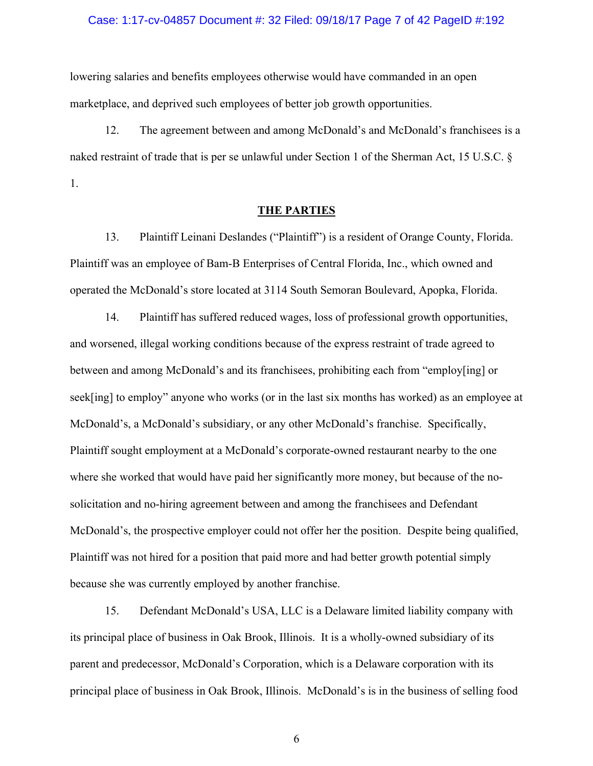lowering salaries and benefits employees otherwise would have commanded in an open marketplace, and deprived such employees of better job growth opportunities.

12. The agreement between and among McDonald's and McDonald's franchisees is a naked restraint of trade that is per se unlawful under Section 1 of the Sherman Act, 15 U.S.C. § 1.

**THE PARTIES**

13. Plaintiff Leinani Deslandes ("Plaintiff") is a resident of Orange County, Florida. Plaintiff was an employee of Bam-B Enterprises of Central Florida, Inc., which owned and operated the McDonald's store located at 3114 South Semoran Boulevard, Apopka, Florida.

14. Plaintiff has suffered reduced wages, loss of professional growth opportunities, and worsened, illegal working conditions because of the express restraint of trade agreed to between and among McDonald's and its franchisees, prohibiting each from "employ[ing] or seek[ing] to employ" anyone who works (or in the last six months has worked) as an employee at McDonald's, a McDonald's subsidiary, or any other McDonald's franchise. Specifically, Plaintiff sought employment at a McDonald's corporate-owned restaurant nearby to the one where she worked that would have paid her significantly more money, but because of the no-solicitation and no-hiring agreement between and among the franchisees and Defendant McDonald's, the prospective employer could not offer her the position. Despite being qualified, Plaintiff was not hired for a position that paid more and had better growth potential simply because she was currently employed by another franchise.

15. Defendant McDonald's USA, LLC is a Delaware limited liability company with its principal place of business in Oak Brook, Illinois. It is a wholly-owned subsidiary of its parent and predecessor, McDonald's Corporation, which is a Delaware corporation with its principal place of business in Oak Brook, Illinois. McDonald's is in the business of selling food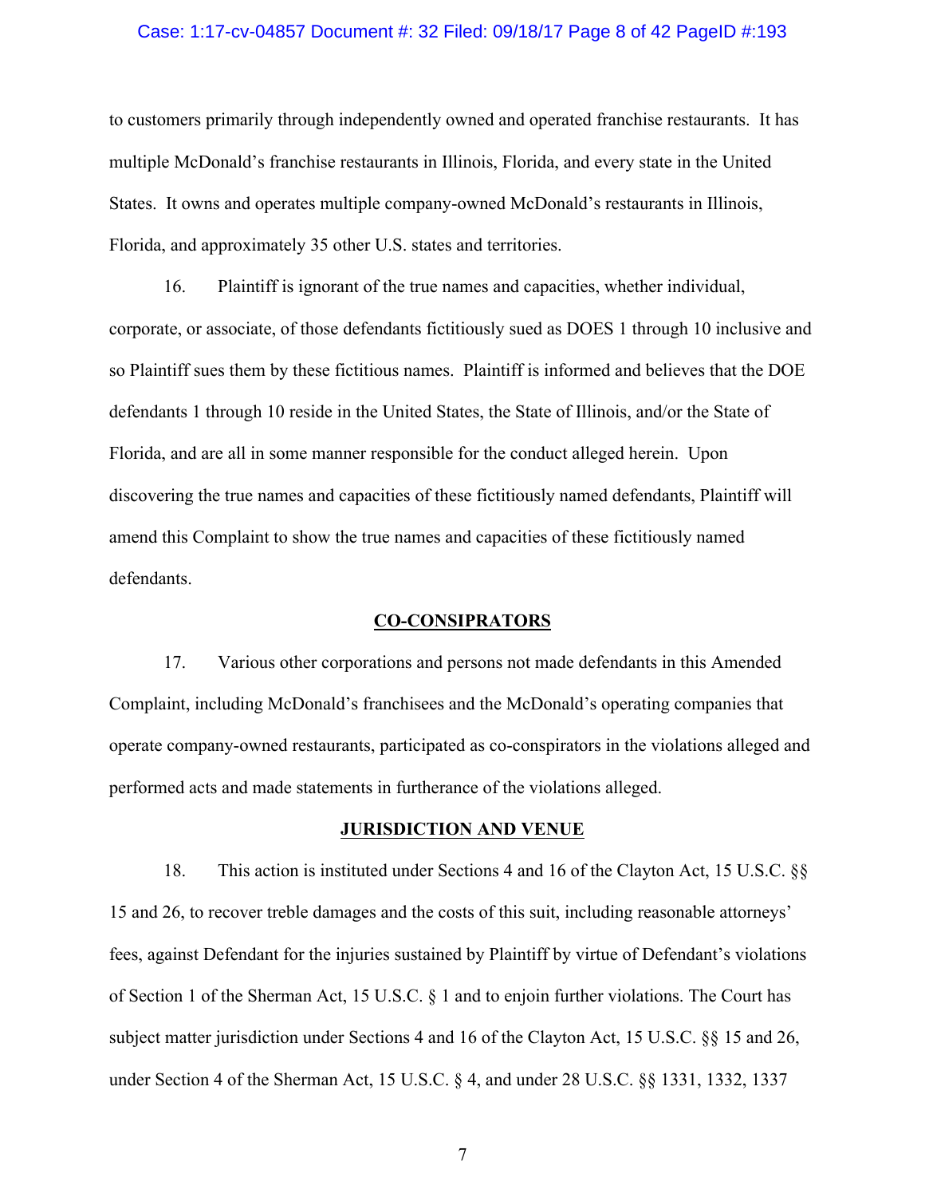to customers primarily through independently owned and operated franchise restaurants. It has multiple McDonald's franchise restaurants in Illinois, Florida, and every state in the United States. It owns and operates multiple company-owned McDonald's restaurants in Illinois, Florida, and approximately 35 other U.S. states and territories.

16. Plaintiff is ignorant of the true names and capacities, whether individual, corporate, or associate, of those defendants fictitiously sued as DOES 1 through 10 inclusive and so Plaintiff sues them by these fictitious names. Plaintiff is informed and believes that the DOE defendants 1 through 10 reside in the United States, the State of Illinois, and/or the State of Florida, and are all in some manner responsible for the conduct alleged herein. Upon discovering the true names and capacities of these fictitiously named defendants, Plaintiff will amend this Complaint to show the true names and capacities of these fictitiously named defendants.

## CO-CONSIPRATORS

17. Various other corporations and persons not made defendants in this Amended Complaint, including McDonald's franchisees and the McDonald's operating companies that operate company-owned restaurants, participated as co-conspirators in the violations alleged and performed acts and made statements in furtherance of the violations alleged.

## JURISDICTION AND VENUE

18. This action is instituted under Sections 4 and 16 of the Clayton Act, 15 U.S.C. §§ 15 and 26, to recover treble damages and the costs of this suit, including reasonable attorneys' fees, against Defendant for the injuries sustained by Plaintiff by virtue of Defendant's violations of Section 1 of the Sherman Act, 15 U.S.C. § 1 and to enjoin further violations. The Court has subject matter jurisdiction under Sections 4 and 16 of the Clayton Act, 15 U.S.C. §§ 15 and 26, under Section 4 of the Sherman Act, 15 U.S.C. § 4, and under 28 U.S.C. §§ 1331, 1332, 1337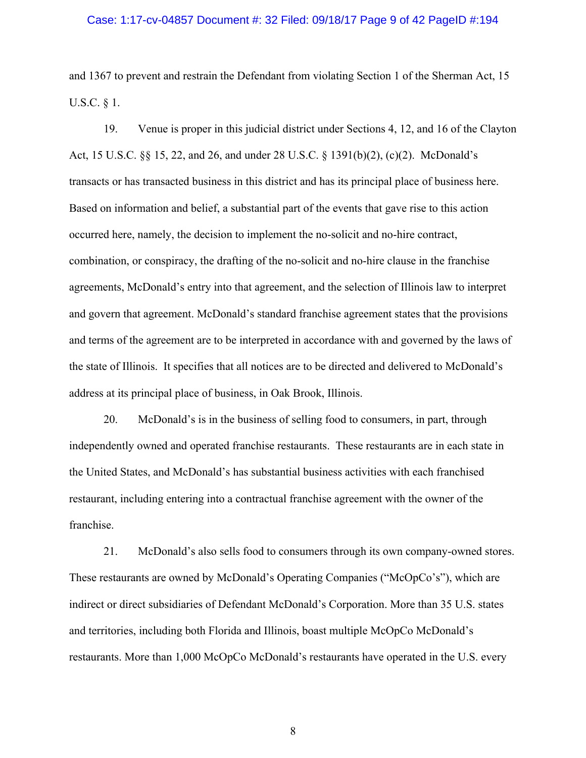and 1367 to prevent and restrain the Defendant from violating Section 1 of the Sherman Act, 15 U.S.C. § 1.

19. Venue is proper in this judicial district under Sections 4, 12, and 16 of the Clayton Act, 15 U.S.C. §§ 15, 22, and 26, and under 28 U.S.C. § 1391(b)(2), (c)(2). McDonald's transacts or has transacted business in this district and has its principal place of business here. Based on information and belief, a substantial part of the events that gave rise to this action occurred here, namely, the decision to implement the no-solicit and no-hire contract, combination, or conspiracy, the drafting of the no-solicit and no-hire clause in the franchise agreements, McDonald's entry into that agreement, and the selection of Illinois law to interpret and govern that agreement. McDonald's standard franchise agreement states that the provisions and terms of the agreement are to be interpreted in accordance with and governed by the laws of the state of Illinois. It specifies that all notices are to be directed and delivered to McDonald's address at its principal place of business, in Oak Brook, Illinois.

20. McDonald's is in the business of selling food to consumers, in part, through independently owned and operated franchise restaurants. These restaurants are in each state in the United States, and McDonald's has substantial business activities with each franchised restaurant, including entering into a contractual franchise agreement with the owner of the franchise.

21. McDonald's also sells food to consumers through its own company-owned stores. These restaurants are owned by McDonald's Operating Companies ("McOpCo's"), which are indirect or direct subsidiaries of Defendant McDonald's Corporation. More than 35 U.S. states and territories, including both Florida and Illinois, boast multiple McOpCo McDonald's restaurants. More than 1,000 McOpCo McDonald's restaurants have operated in the U.S. every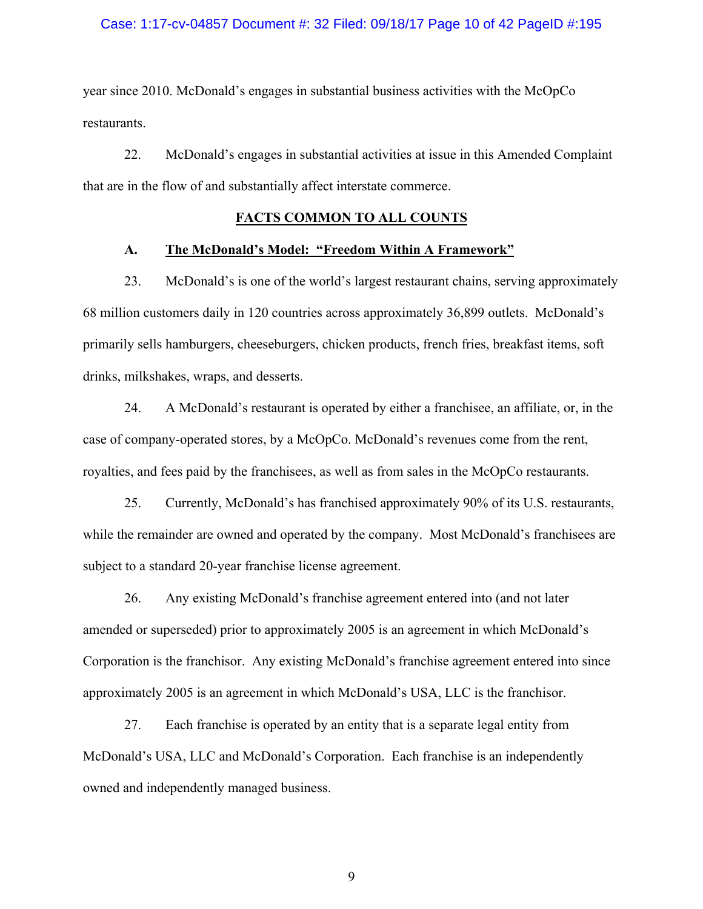year since 2010. McDonald's engages in substantial business activities with the McOpCo restaurants.

22. McDonald's engages in substantial activities at issue in this Amended Complaint that are in the flow of and substantially affect interstate commerce.

## FACTS COMMON TO ALL COUNTS

### A. The McDonald's Model: "Freedom Within A Framework"

23. McDonald's is one of the world's largest restaurant chains, serving approximately 68 million customers daily in 120 countries across approximately 36,899 outlets. McDonald's primarily sells hamburgers, cheeseburgers, chicken products, french fries, breakfast items, soft drinks, milkshakes, wraps, and desserts.

24. A McDonald's restaurant is operated by either a franchisee, an affiliate, or, in the case of company-operated stores, by a McOpCo. McDonald's revenues come from the rent, royalties, and fees paid by the franchisees, as well as from sales in the McOpCo restaurants.

25. Currently, McDonald's has franchised approximately 90% of its U.S. restaurants, while the remainder are owned and operated by the company. Most McDonald's franchisees are subject to a standard 20-year franchise license agreement.

26. Any existing McDonald's franchise agreement entered into (and not later amended or superseded) prior to approximately 2005 is an agreement in which McDonald's Corporation is the franchisor. Any existing McDonald's franchise agreement entered into since approximately 2005 is an agreement in which McDonald's USA, LLC is the franchisor.

27. Each franchise is operated by an entity that is a separate legal entity from McDonald's USA, LLC and McDonald's Corporation. Each franchise is an independently owned and independently managed business.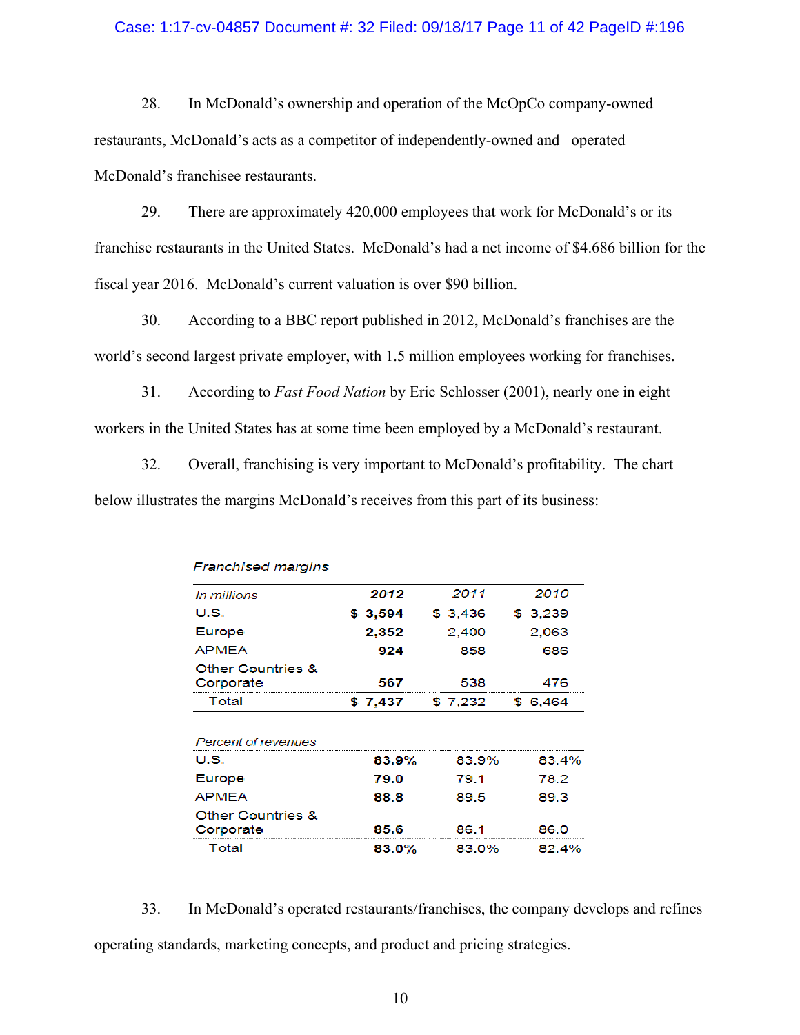28. In McDonald's ownership and operation of the McOpCo company-owned restaurants, McDonald's acts as a competitor of independently-owned and –operated McDonald's franchisee restaurants.

29. There are approximately 420,000 employees that work for McDonald's or its franchise restaurants in the United States. McDonald's had a net income of $4.686 billion for the fiscal year 2016. McDonald's current valuation is over $90 billion.

30. According to a BBC report published in 2012, McDonald's franchises are the world's second largest private employer, with 1.5 million employees working for franchises.

31. According to *Fast Food Nation* by Eric Schlosser (2001), nearly one in eight workers in the United States has at some time been employed by a McDonald's restaurant.

32. Overall, franchising is very important to McDonald's profitability. The chart below illustrates the margins McDonald's receives from this part of its business:

*Franchised margins*

| *In millions* | **2012** | 2011 | 2010 |
|---|---|---|---|
| U.S. | **$ 3,594** | $ 3,436 | $ 3,239 |
| Europe | **2,352** | 2,400 | 2,063 |
| APMEA | **924** | 858 | 686 |
| Other Countries & Corporate | **567** | 538 | 476 |
| Total | **$ 7,437** | $ 7,232 | $ 6,464 |
| *Percent of revenues* | | | |
| U.S. | **83.9%** | 83.9% | 83.4% |
| Europe | **79.0** | 79.1 | 78.2 |
| APMEA | **88.8** | 89.5 | 89.3 |
| Other Countries & Corporate | **85.6** | 86.1 | 86.0 |
| Total | **83.0%** | 83.0% | 82.4% |

33. In McDonald's operated restaurants/franchises, the company develops and refines operating standards, marketing concepts, and product and pricing strategies.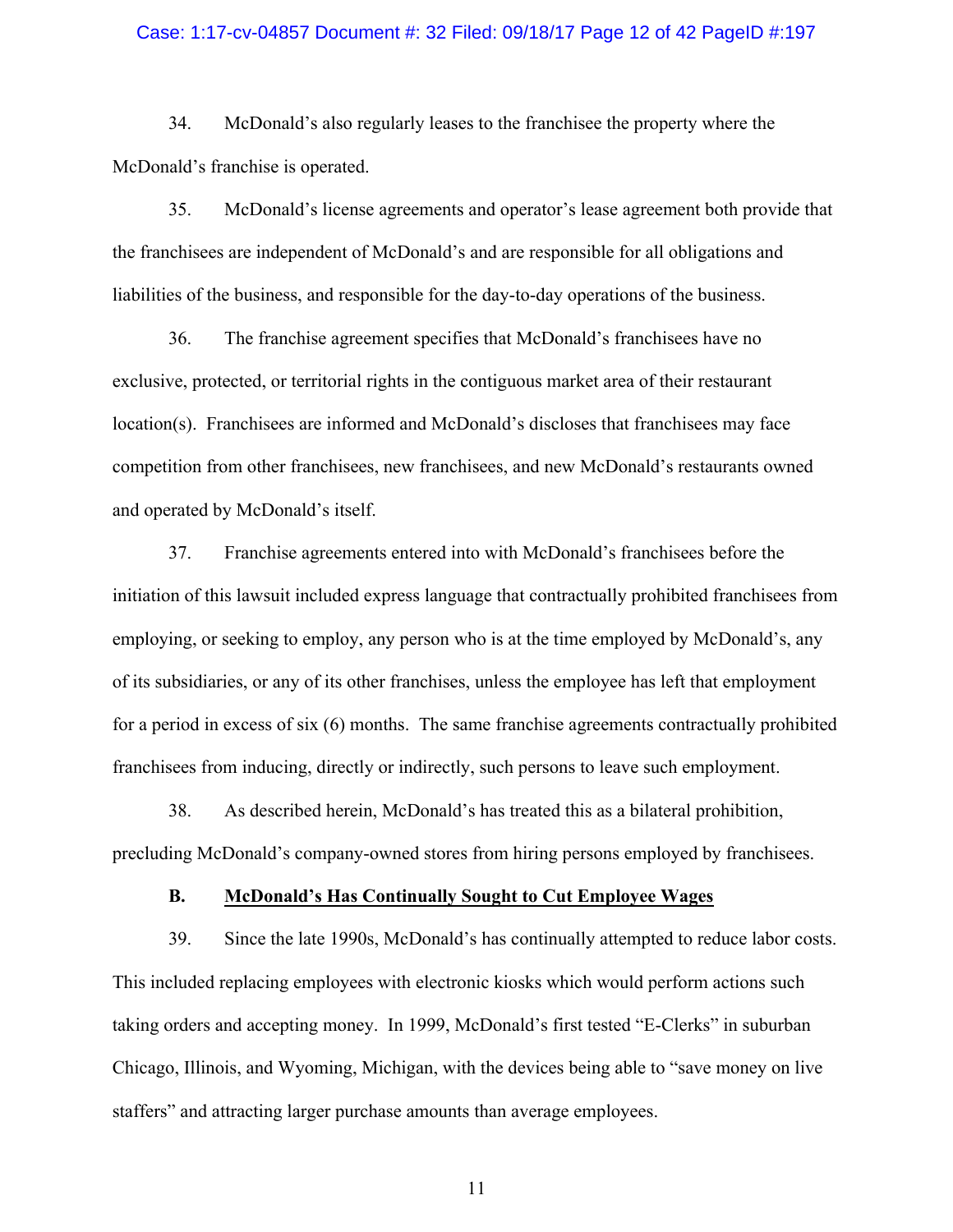34. McDonald's also regularly leases to the franchisee the property where the McDonald's franchise is operated.

35. McDonald's license agreements and operator's lease agreement both provide that the franchisees are independent of McDonald's and are responsible for all obligations and liabilities of the business, and responsible for the day-to-day operations of the business.

36. The franchise agreement specifies that McDonald's franchisees have no exclusive, protected, or territorial rights in the contiguous market area of their restaurant location(s). Franchisees are informed and McDonald's discloses that franchisees may face competition from other franchisees, new franchisees, and new McDonald's restaurants owned and operated by McDonald's itself.

37. Franchise agreements entered into with McDonald's franchisees before the initiation of this lawsuit included express language that contractually prohibited franchisees from employing, or seeking to employ, any person who is at the time employed by McDonald's, any of its subsidiaries, or any of its other franchises, unless the employee has left that employment for a period in excess of six (6) months. The same franchise agreements contractually prohibited franchisees from inducing, directly or indirectly, such persons to leave such employment.

38. As described herein, McDonald's has treated this as a bilateral prohibition, precluding McDonald's company-owned stores from hiring persons employed by franchisees.

### B. <u>McDonald's Has Continually Sought to Cut Employee Wages</u>

39. Since the late 1990s, McDonald's has continually attempted to reduce labor costs. This included replacing employees with electronic kiosks which would perform actions such taking orders and accepting money. In 1999, McDonald's first tested "E-Clerks" in suburban Chicago, Illinois, and Wyoming, Michigan, with the devices being able to "save money on live staffers" and attracting larger purchase amounts than average employees.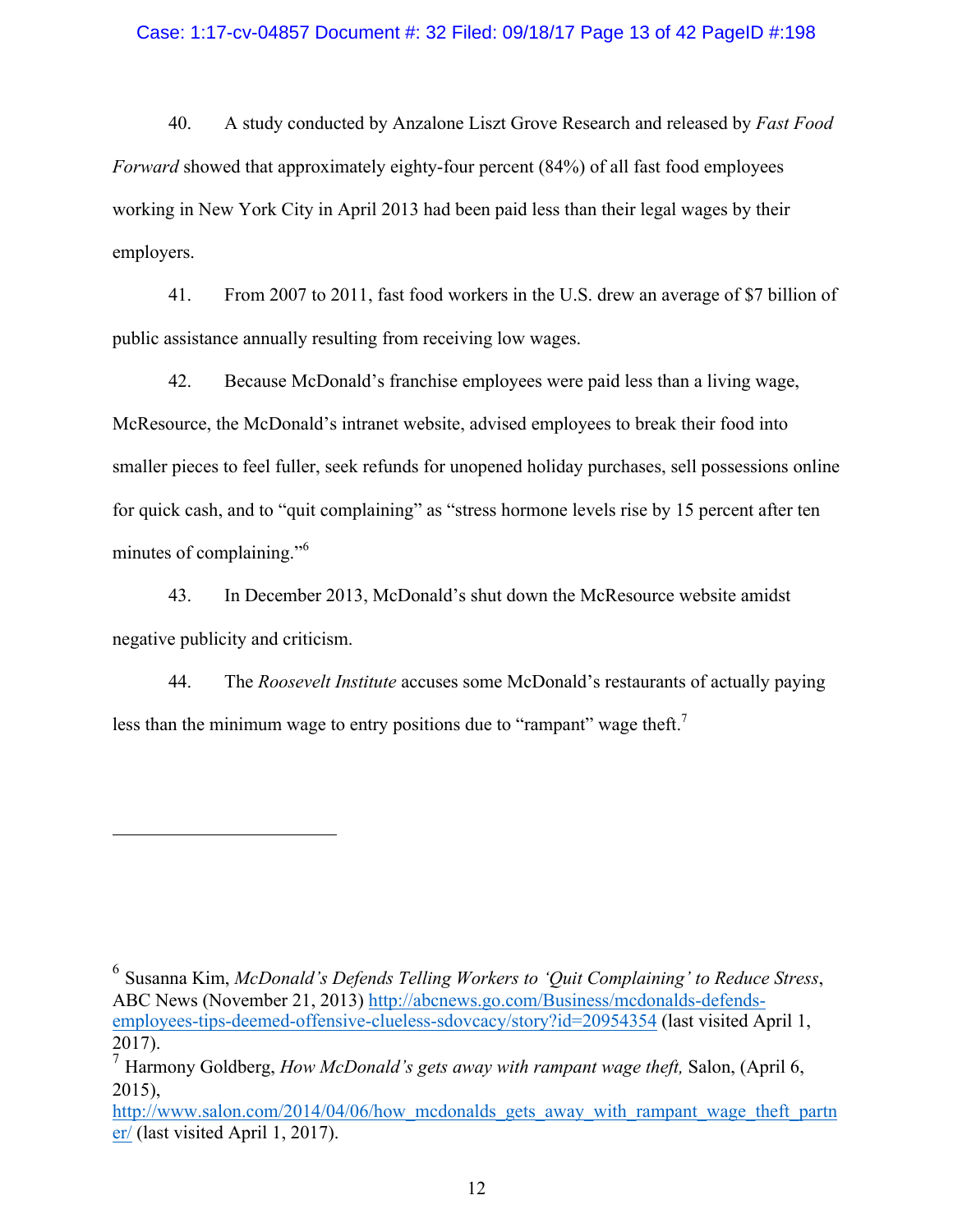40. A study conducted by Anzalone Liszt Grove Research and released by *Fast Food Forward* showed that approximately eighty-four percent (84%) of all fast food employees working in New York City in April 2013 had been paid less than their legal wages by their employers.

41. From 2007 to 2011, fast food workers in the U.S. drew an average of $7 billion of public assistance annually resulting from receiving low wages.

42. Because McDonald's franchise employees were paid less than a living wage, McResource, the McDonald's intranet website, advised employees to break their food into smaller pieces to feel fuller, seek refunds for unopened holiday purchases, sell possessions online for quick cash, and to "quit complaining" as "stress hormone levels rise by 15 percent after ten minutes of complaining."[6]

43. In December 2013, McDonald's shut down the McResource website amidst negative publicity and criticism.

44. The *Roosevelt Institute* accuses some McDonald's restaurants of actually paying less than the minimum wage to entry positions due to "rampant" wage theft.[7]

---

[6] Susanna Kim, *McDonald's Defends Telling Workers to 'Quit Complaining' to Reduce Stress*, ABC News (November 21, 2013) http://abcnews.go.com/Business/mcdonalds-defends-employees-tips-deemed-offensive-clueless-sdovcacy/story?id=20954354 (last visited April 1, 2017).

[7] Harmony Goldberg, *How McDonald's gets away with rampant wage theft,* Salon, (April 6, 2015), http://www.salon.com/2014/04/06/how_mcdonalds_gets_away_with_rampant_wage_theft_partner/ (last visited April 1, 2017).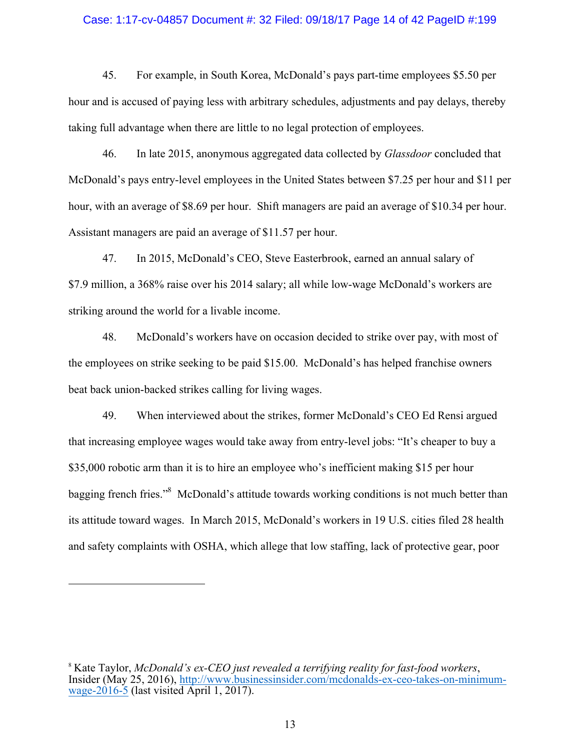45. For example, in South Korea, McDonald's pays part-time employees $5.50 per hour and is accused of paying less with arbitrary schedules, adjustments and pay delays, thereby taking full advantage when there are little to no legal protection of employees.

46. In late 2015, anonymous aggregated data collected by *Glassdoor* concluded that McDonald's pays entry-level employees in the United States between $7.25 per hour and $11 per hour, with an average of $8.69 per hour. Shift managers are paid an average of $10.34 per hour. Assistant managers are paid an average of $11.57 per hour.

47. In 2015, McDonald's CEO, Steve Easterbrook, earned an annual salary of $7.9 million, a 368% raise over his 2014 salary; all while low-wage McDonald's workers are striking around the world for a livable income.

48. McDonald's workers have on occasion decided to strike over pay, with most of the employees on strike seeking to be paid $15.00. McDonald's has helped franchise owners beat back union-backed strikes calling for living wages.

49. When interviewed about the strikes, former McDonald's CEO Ed Rensi argued that increasing employee wages would take away from entry-level jobs: "It's cheaper to buy a $35,000 robotic arm than it is to hire an employee who's inefficient making $15 per hour bagging french fries."[8] McDonald's attitude towards working conditions is not much better than its attitude toward wages. In March 2015, McDonald's workers in 19 U.S. cities filed 28 health and safety complaints with OSHA, which allege that low staffing, lack of protective gear, poor

---

[8] Kate Taylor, *McDonald's ex-CEO just revealed a terrifying reality for fast-food workers*, Insider (May 25, 2016), http://www.businessinsider.com/mcdonalds-ex-ceo-takes-on-minimum-wage-2016-5 (last visited April 1, 2017).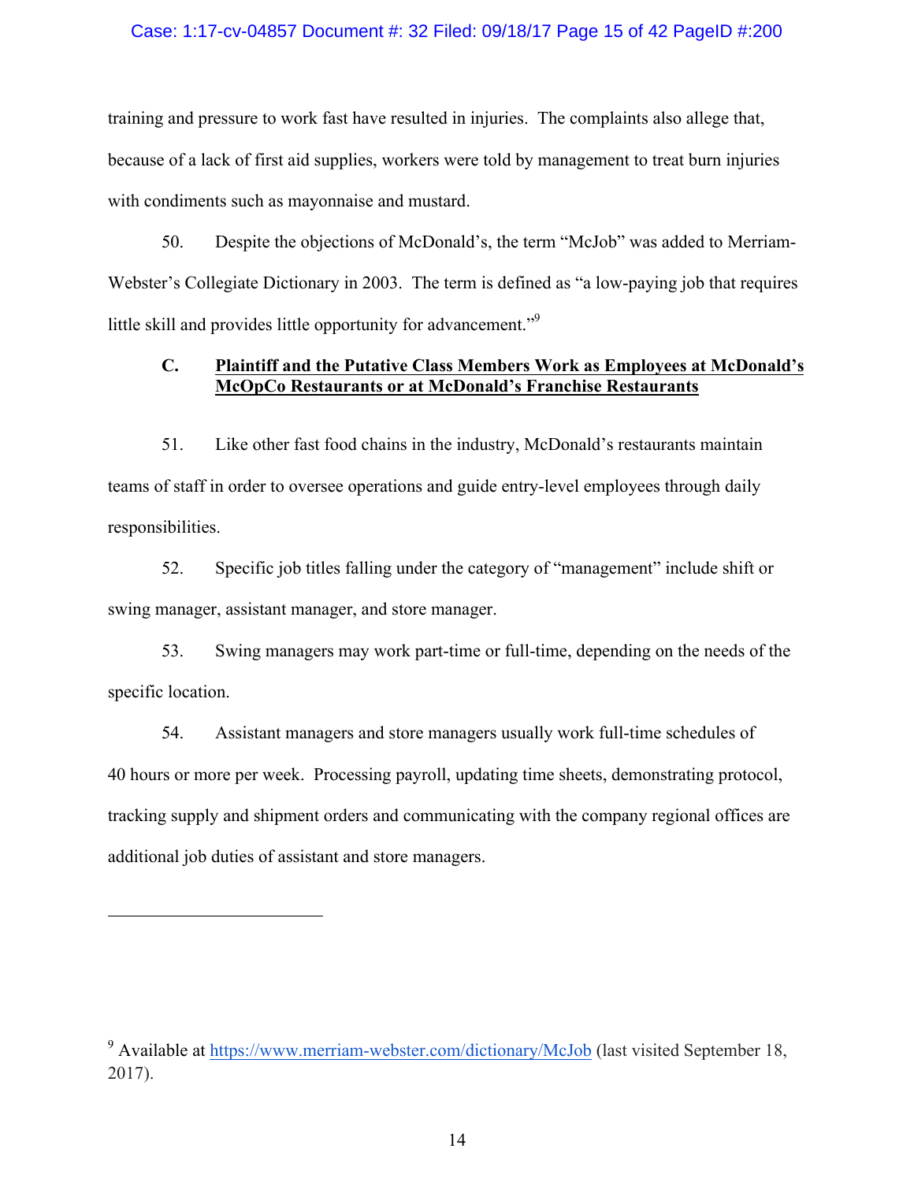training and pressure to work fast have resulted in injuries. The complaints also allege that, because of a lack of first aid supplies, workers were told by management to treat burn injuries with condiments such as mayonnaise and mustard.

50. Despite the objections of McDonald's, the term "McJob" was added to Merriam-Webster's Collegiate Dictionary in 2003. The term is defined as "a low-paying job that requires little skill and provides little opportunity for advancement."[9]

### C. Plaintiff and the Putative Class Members Work as Employees at McDonald's McOpCo Restaurants or at McDonald's Franchise Restaurants

51. Like other fast food chains in the industry, McDonald's restaurants maintain teams of staff in order to oversee operations and guide entry-level employees through daily responsibilities.

52. Specific job titles falling under the category of "management" include shift or swing manager, assistant manager, and store manager.

53. Swing managers may work part-time or full-time, depending on the needs of the specific location.

54. Assistant managers and store managers usually work full-time schedules of 40 hours or more per week. Processing payroll, updating time sheets, demonstrating protocol, tracking supply and shipment orders and communicating with the company regional offices are additional job duties of assistant and store managers.

---

[9] Available at https://www.merriam-webster.com/dictionary/McJob (last visited September 18, 2017).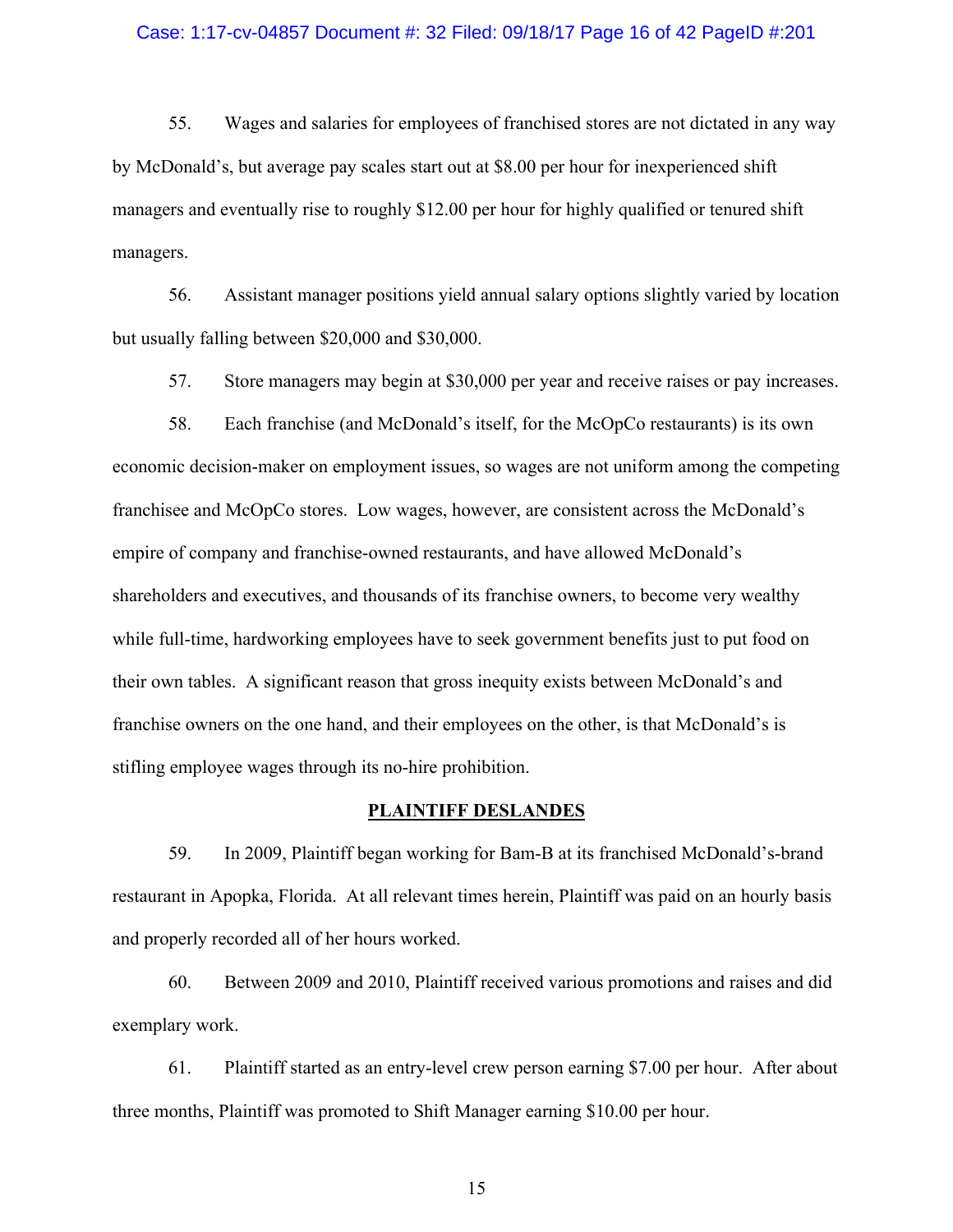55. Wages and salaries for employees of franchised stores are not dictated in any way by McDonald's, but average pay scales start out at $8.00 per hour for inexperienced shift managers and eventually rise to roughly $12.00 per hour for highly qualified or tenured shift managers.

56. Assistant manager positions yield annual salary options slightly varied by location but usually falling between $20,000 and $30,000.

57. Store managers may begin at $30,000 per year and receive raises or pay increases.

58. Each franchise (and McDonald's itself, for the McOpCo restaurants) is its own economic decision-maker on employment issues, so wages are not uniform among the competing franchisee and McOpCo stores. Low wages, however, are consistent across the McDonald's empire of company and franchise-owned restaurants, and have allowed McDonald's shareholders and executives, and thousands of its franchise owners, to become very wealthy while full-time, hardworking employees have to seek government benefits just to put food on their own tables. A significant reason that gross inequity exists between McDonald's and franchise owners on the one hand, and their employees on the other, is that McDonald's is stifling employee wages through its no-hire prohibition.

**PLAINTIFF DESLANDES**

59. In 2009, Plaintiff began working for Bam-B at its franchised McDonald's-brand restaurant in Apopka, Florida. At all relevant times herein, Plaintiff was paid on an hourly basis and properly recorded all of her hours worked.

60. Between 2009 and 2010, Plaintiff received various promotions and raises and did exemplary work.

61. Plaintiff started as an entry-level crew person earning $7.00 per hour. After about three months, Plaintiff was promoted to Shift Manager earning $10.00 per hour.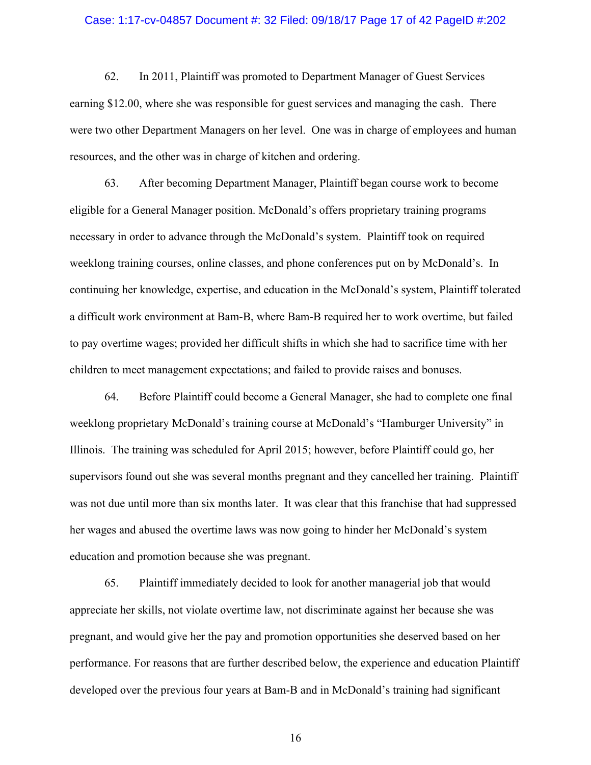62. In 2011, Plaintiff was promoted to Department Manager of Guest Services earning $12.00, where she was responsible for guest services and managing the cash. There were two other Department Managers on her level. One was in charge of employees and human resources, and the other was in charge of kitchen and ordering.

63. After becoming Department Manager, Plaintiff began course work to become eligible for a General Manager position. McDonald's offers proprietary training programs necessary in order to advance through the McDonald's system. Plaintiff took on required weeklong training courses, online classes, and phone conferences put on by McDonald's. In continuing her knowledge, expertise, and education in the McDonald's system, Plaintiff tolerated a difficult work environment at Bam-B, where Bam-B required her to work overtime, but failed to pay overtime wages; provided her difficult shifts in which she had to sacrifice time with her children to meet management expectations; and failed to provide raises and bonuses.

64. Before Plaintiff could become a General Manager, she had to complete one final weeklong proprietary McDonald's training course at McDonald's "Hamburger University" in Illinois. The training was scheduled for April 2015; however, before Plaintiff could go, her supervisors found out she was several months pregnant and they cancelled her training. Plaintiff was not due until more than six months later. It was clear that this franchise that had suppressed her wages and abused the overtime laws was now going to hinder her McDonald's system education and promotion because she was pregnant.

65. Plaintiff immediately decided to look for another managerial job that would appreciate her skills, not violate overtime law, not discriminate against her because she was pregnant, and would give her the pay and promotion opportunities she deserved based on her performance. For reasons that are further described below, the experience and education Plaintiff developed over the previous four years at Bam-B and in McDonald's training had significant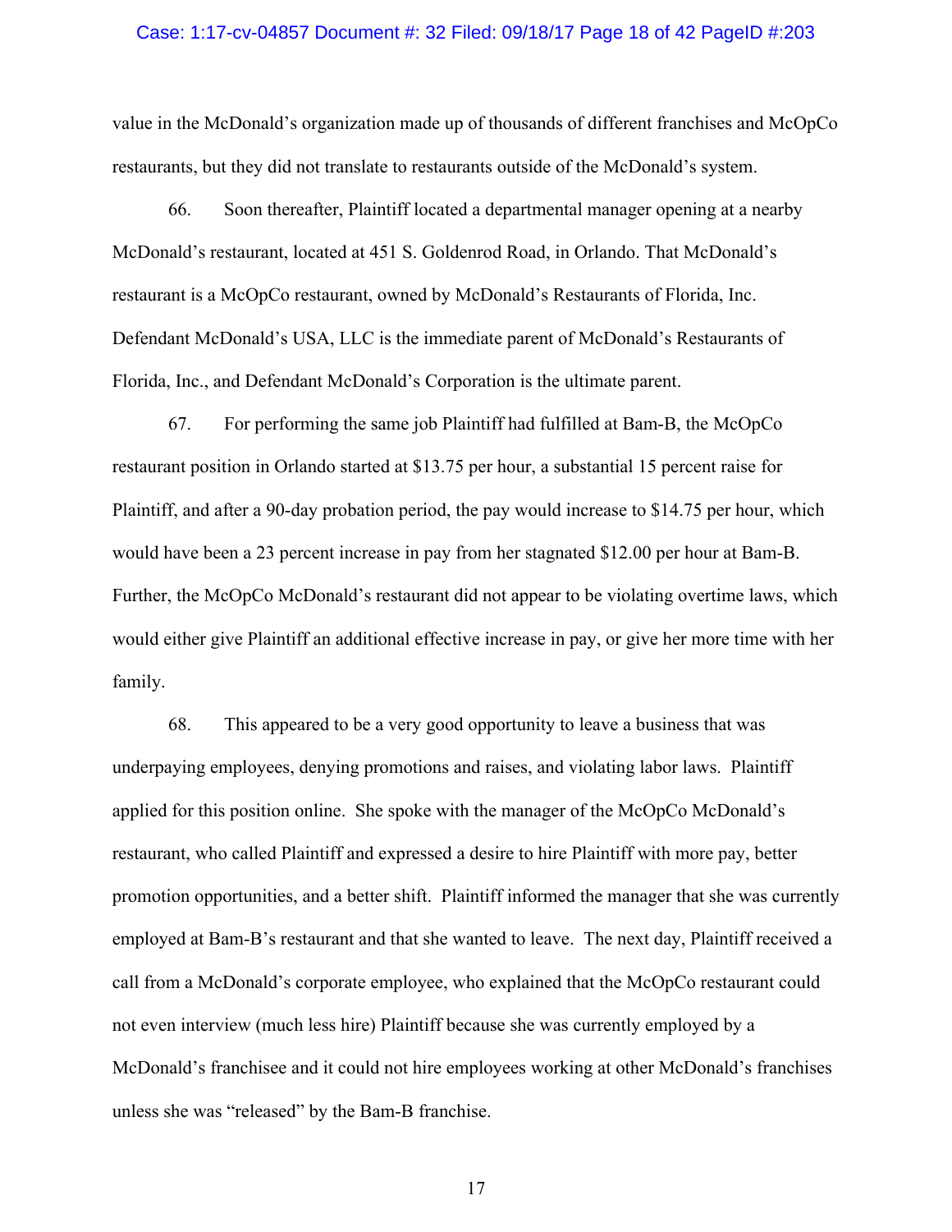value in the McDonald's organization made up of thousands of different franchises and McOpCo restaurants, but they did not translate to restaurants outside of the McDonald's system.

66. Soon thereafter, Plaintiff located a departmental manager opening at a nearby McDonald's restaurant, located at 451 S. Goldenrod Road, in Orlando. That McDonald's restaurant is a McOpCo restaurant, owned by McDonald's Restaurants of Florida, Inc. Defendant McDonald's USA, LLC is the immediate parent of McDonald's Restaurants of Florida, Inc., and Defendant McDonald's Corporation is the ultimate parent.

67. For performing the same job Plaintiff had fulfilled at Bam-B, the McOpCo restaurant position in Orlando started at $13.75 per hour, a substantial 15 percent raise for Plaintiff, and after a 90-day probation period, the pay would increase to $14.75 per hour, which would have been a 23 percent increase in pay from her stagnated $12.00 per hour at Bam-B. Further, the McOpCo McDonald's restaurant did not appear to be violating overtime laws, which would either give Plaintiff an additional effective increase in pay, or give her more time with her family.

68. This appeared to be a very good opportunity to leave a business that was underpaying employees, denying promotions and raises, and violating labor laws. Plaintiff applied for this position online. She spoke with the manager of the McOpCo McDonald's restaurant, who called Plaintiff and expressed a desire to hire Plaintiff with more pay, better promotion opportunities, and a better shift. Plaintiff informed the manager that she was currently employed at Bam-B's restaurant and that she wanted to leave. The next day, Plaintiff received a call from a McDonald's corporate employee, who explained that the McOpCo restaurant could not even interview (much less hire) Plaintiff because she was currently employed by a McDonald's franchisee and it could not hire employees working at other McDonald's franchises unless she was "released" by the Bam-B franchise.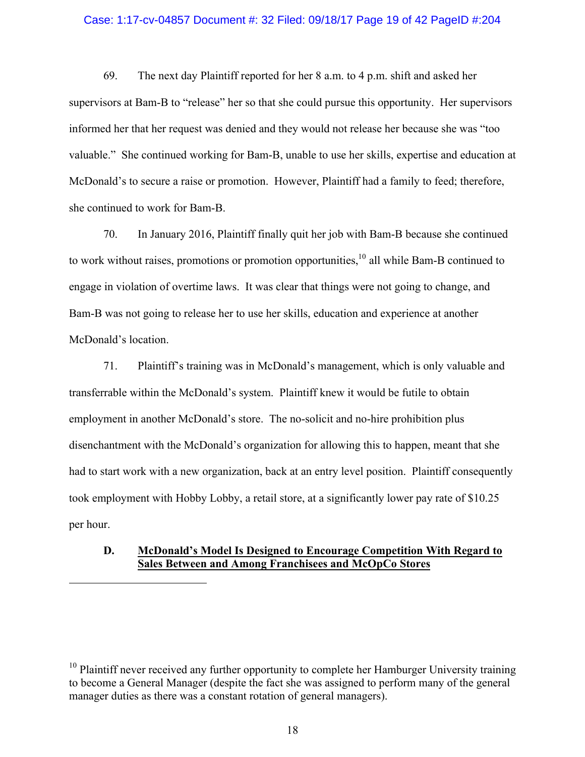69. The next day Plaintiff reported for her 8 a.m. to 4 p.m. shift and asked her supervisors at Bam-B to "release" her so that she could pursue this opportunity. Her supervisors informed her that her request was denied and they would not release her because she was "too valuable." She continued working for Bam-B, unable to use her skills, expertise and education at McDonald's to secure a raise or promotion. However, Plaintiff had a family to feed; therefore, she continued to work for Bam-B.

70. In January 2016, Plaintiff finally quit her job with Bam-B because she continued to work without raises, promotions or promotion opportunities,[10] all while Bam-B continued to engage in violation of overtime laws. It was clear that things were not going to change, and Bam-B was not going to release her to use her skills, education and experience at another McDonald's location.

71. Plaintiff's training was in McDonald's management, which is only valuable and transferrable within the McDonald's system. Plaintiff knew it would be futile to obtain employment in another McDonald's store. The no-solicit and no-hire prohibition plus disenchantment with the McDonald's organization for allowing this to happen, meant that she had to start work with a new organization, back at an entry level position. Plaintiff consequently took employment with Hobby Lobby, a retail store, at a significantly lower pay rate of $10.25 per hour.

### D. <u>McDonald's Model Is Designed to Encourage Competition With Regard to Sales Between and Among Franchisees and McOpCo Stores</u>

---

[10] Plaintiff never received any further opportunity to complete her Hamburger University training to become a General Manager (despite the fact she was assigned to perform many of the general manager duties as there was a constant rotation of general managers).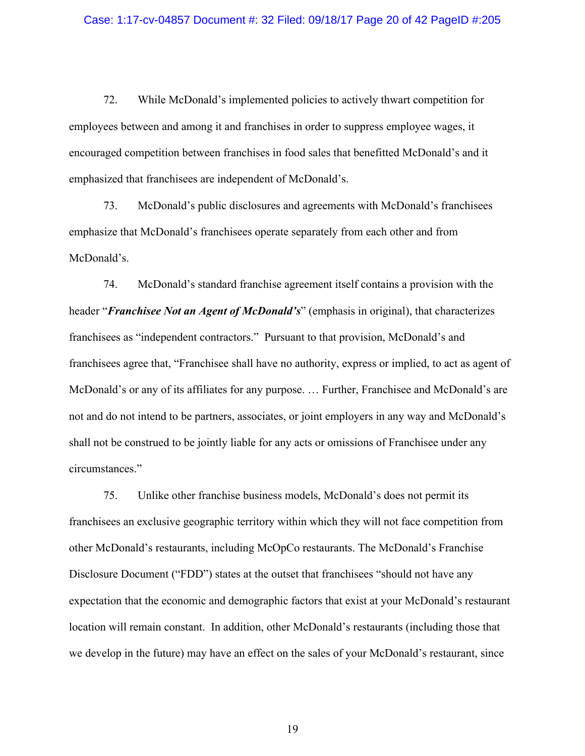72. While McDonald's implemented policies to actively thwart competition for employees between and among it and franchises in order to suppress employee wages, it encouraged competition between franchises in food sales that benefitted McDonald's and it emphasized that franchisees are independent of McDonald's.

73. McDonald's public disclosures and agreements with McDonald's franchisees emphasize that McDonald's franchisees operate separately from each other and from McDonald's.

74. McDonald's standard franchise agreement itself contains a provision with the header "***Franchisee Not an Agent of McDonald's***" (emphasis in original), that characterizes franchisees as "independent contractors." Pursuant to that provision, McDonald's and franchisees agree that, "Franchisee shall have no authority, express or implied, to act as agent of McDonald's or any of its affiliates for any purpose. … Further, Franchisee and McDonald's are not and do not intend to be partners, associates, or joint employers in any way and McDonald's shall not be construed to be jointly liable for any acts or omissions of Franchisee under any circumstances."

75. Unlike other franchise business models, McDonald's does not permit its franchisees an exclusive geographic territory within which they will not face competition from other McDonald's restaurants, including McOpCo restaurants. The McDonald's Franchise Disclosure Document ("FDD") states at the outset that franchisees "should not have any expectation that the economic and demographic factors that exist at your McDonald's restaurant location will remain constant. In addition, other McDonald's restaurants (including those that we develop in the future) may have an effect on the sales of your McDonald's restaurant, since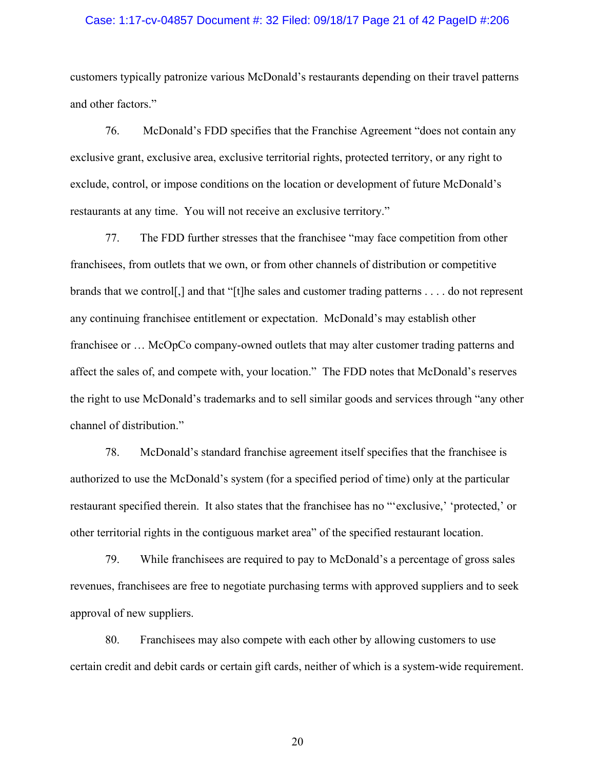customers typically patronize various McDonald's restaurants depending on their travel patterns and other factors."

76. McDonald's FDD specifies that the Franchise Agreement "does not contain any exclusive grant, exclusive area, exclusive territorial rights, protected territory, or any right to exclude, control, or impose conditions on the location or development of future McDonald's restaurants at any time. You will not receive an exclusive territory."

77. The FDD further stresses that the franchisee "may face competition from other franchisees, from outlets that we own, or from other channels of distribution or competitive brands that we control[,] and that "[t]he sales and customer trading patterns . . . . do not represent any continuing franchisee entitlement or expectation. McDonald's may establish other franchisee or … McOpCo company-owned outlets that may alter customer trading patterns and affect the sales of, and compete with, your location." The FDD notes that McDonald's reserves the right to use McDonald's trademarks and to sell similar goods and services through "any other channel of distribution."

78. McDonald's standard franchise agreement itself specifies that the franchisee is authorized to use the McDonald's system (for a specified period of time) only at the particular restaurant specified therein. It also states that the franchisee has no "'exclusive,' 'protected,' or other territorial rights in the contiguous market area" of the specified restaurant location.

79. While franchisees are required to pay to McDonald's a percentage of gross sales revenues, franchisees are free to negotiate purchasing terms with approved suppliers and to seek approval of new suppliers.

80. Franchisees may also compete with each other by allowing customers to use certain credit and debit cards or certain gift cards, neither of which is a system-wide requirement.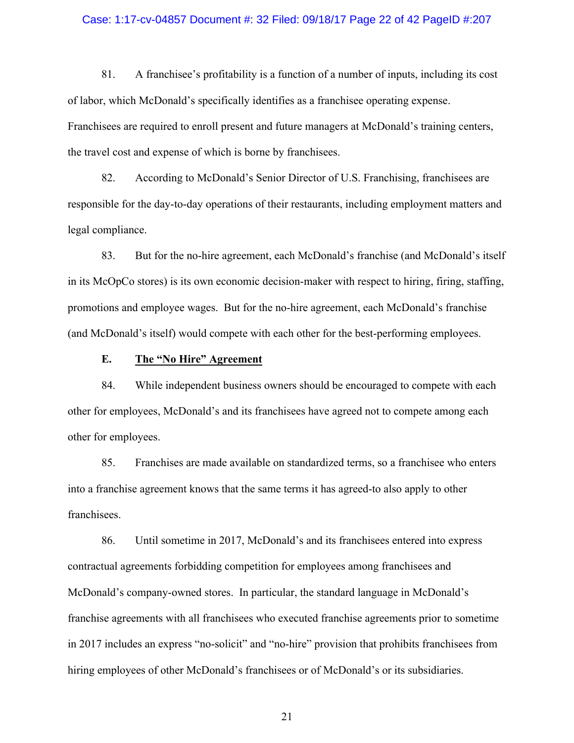81. A franchisee's profitability is a function of a number of inputs, including its cost of labor, which McDonald's specifically identifies as a franchisee operating expense. Franchisees are required to enroll present and future managers at McDonald's training centers, the travel cost and expense of which is borne by franchisees.

82. According to McDonald's Senior Director of U.S. Franchising, franchisees are responsible for the day-to-day operations of their restaurants, including employment matters and legal compliance.

83. But for the no-hire agreement, each McDonald's franchise (and McDonald's itself in its McOpCo stores) is its own economic decision-maker with respect to hiring, firing, staffing, promotions and employee wages. But for the no-hire agreement, each McDonald's franchise (and McDonald's itself) would compete with each other for the best-performing employees.

### E. <u>The "No Hire" Agreement</u>

84. While independent business owners should be encouraged to compete with each other for employees, McDonald's and its franchisees have agreed not to compete among each other for employees.

85. Franchises are made available on standardized terms, so a franchisee who enters into a franchise agreement knows that the same terms it has agreed-to also apply to other franchisees.

86. Until sometime in 2017, McDonald's and its franchisees entered into express contractual agreements forbidding competition for employees among franchisees and McDonald's company-owned stores. In particular, the standard language in McDonald's franchise agreements with all franchisees who executed franchise agreements prior to sometime in 2017 includes an express "no-solicit" and "no-hire" provision that prohibits franchisees from hiring employees of other McDonald's franchisees or of McDonald's or its subsidiaries.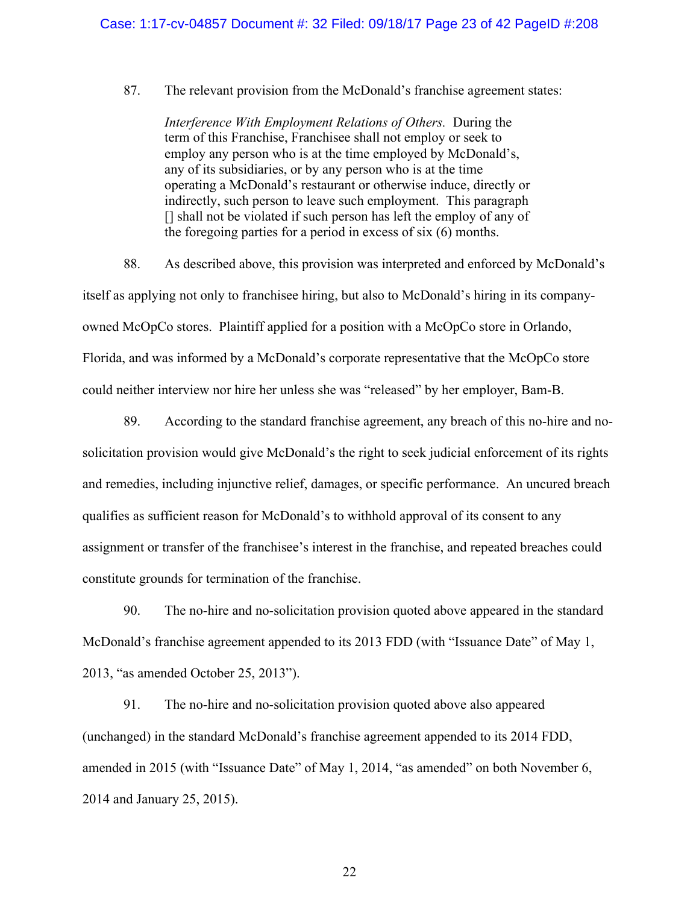87. The relevant provision from the McDonald's franchise agreement states:

> *Interference With Employment Relations of Others.* During the term of this Franchise, Franchisee shall not employ or seek to employ any person who is at the time employed by McDonald's, any of its subsidiaries, or by any person who is at the time operating a McDonald's restaurant or otherwise induce, directly or indirectly, such person to leave such employment. This paragraph [] shall not be violated if such person has left the employ of any of the foregoing parties for a period in excess of six (6) months.

88. As described above, this provision was interpreted and enforced by McDonald's itself as applying not only to franchisee hiring, but also to McDonald's hiring in its company-owned McOpCo stores. Plaintiff applied for a position with a McOpCo store in Orlando, Florida, and was informed by a McDonald's corporate representative that the McOpCo store could neither interview nor hire her unless she was "released" by her employer, Bam-B.

89. According to the standard franchise agreement, any breach of this no-hire and no-solicitation provision would give McDonald's the right to seek judicial enforcement of its rights and remedies, including injunctive relief, damages, or specific performance. An uncured breach qualifies as sufficient reason for McDonald's to withhold approval of its consent to any assignment or transfer of the franchisee's interest in the franchise, and repeated breaches could constitute grounds for termination of the franchise.

90. The no-hire and no-solicitation provision quoted above appeared in the standard McDonald's franchise agreement appended to its 2013 FDD (with "Issuance Date" of May 1, 2013, "as amended October 25, 2013").

91. The no-hire and no-solicitation provision quoted above also appeared (unchanged) in the standard McDonald's franchise agreement appended to its 2014 FDD, amended in 2015 (with "Issuance Date" of May 1, 2014, "as amended" on both November 6, 2014 and January 25, 2015).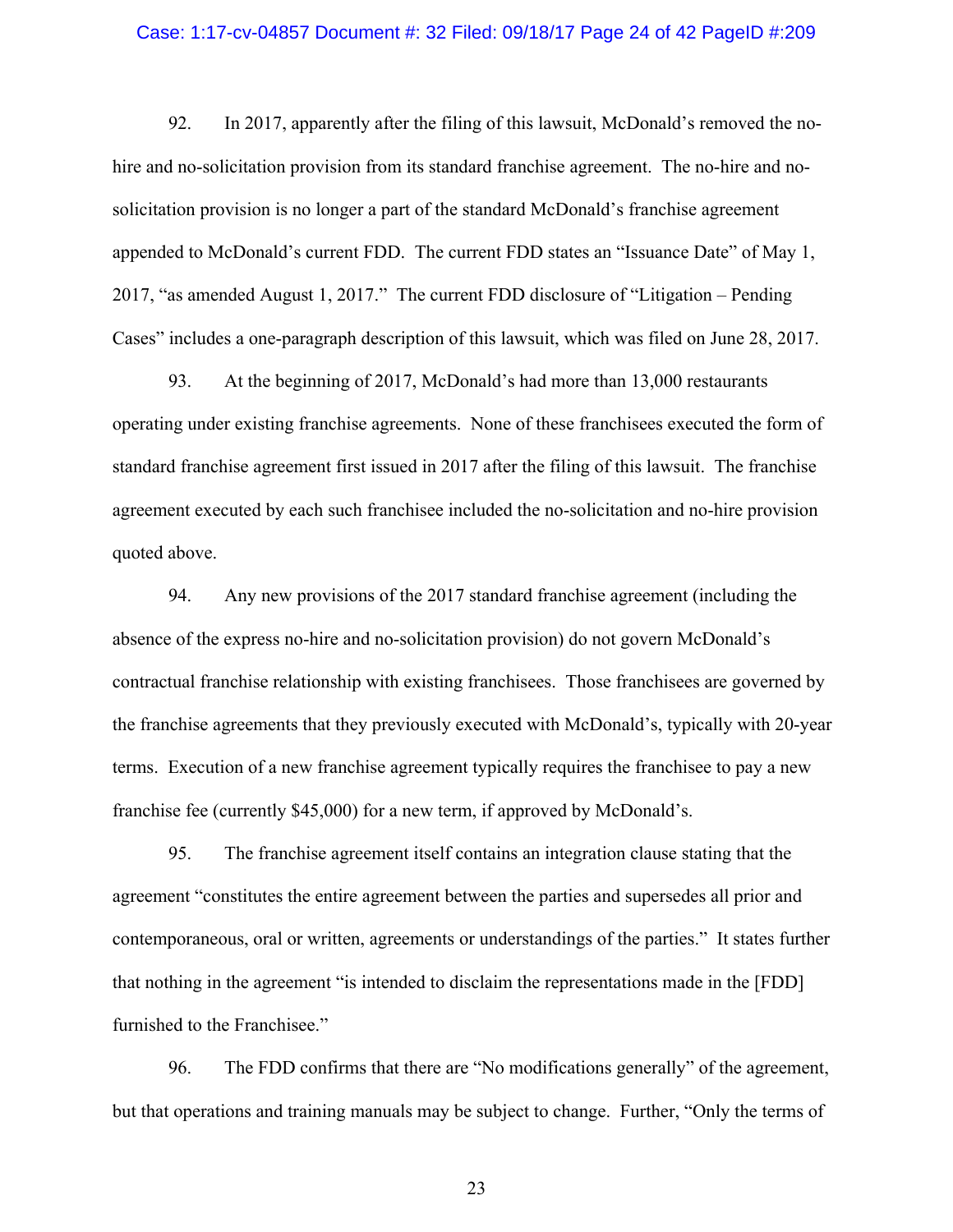92. In 2017, apparently after the filing of this lawsuit, McDonald's removed the no-hire and no-solicitation provision from its standard franchise agreement. The no-hire and no-solicitation provision is no longer a part of the standard McDonald's franchise agreement appended to McDonald's current FDD. The current FDD states an "Issuance Date" of May 1, 2017, "as amended August 1, 2017." The current FDD disclosure of "Litigation – Pending Cases" includes a one-paragraph description of this lawsuit, which was filed on June 28, 2017.

93. At the beginning of 2017, McDonald's had more than 13,000 restaurants operating under existing franchise agreements. None of these franchisees executed the form of standard franchise agreement first issued in 2017 after the filing of this lawsuit. The franchise agreement executed by each such franchisee included the no-solicitation and no-hire provision quoted above.

94. Any new provisions of the 2017 standard franchise agreement (including the absence of the express no-hire and no-solicitation provision) do not govern McDonald's contractual franchise relationship with existing franchisees. Those franchisees are governed by the franchise agreements that they previously executed with McDonald's, typically with 20-year terms. Execution of a new franchise agreement typically requires the franchisee to pay a new franchise fee (currently $45,000) for a new term, if approved by McDonald's.

95. The franchise agreement itself contains an integration clause stating that the agreement "constitutes the entire agreement between the parties and supersedes all prior and contemporaneous, oral or written, agreements or understandings of the parties." It states further that nothing in the agreement "is intended to disclaim the representations made in the [FDD] furnished to the Franchisee."

96. The FDD confirms that there are "No modifications generally" of the agreement, but that operations and training manuals may be subject to change. Further, "Only the terms of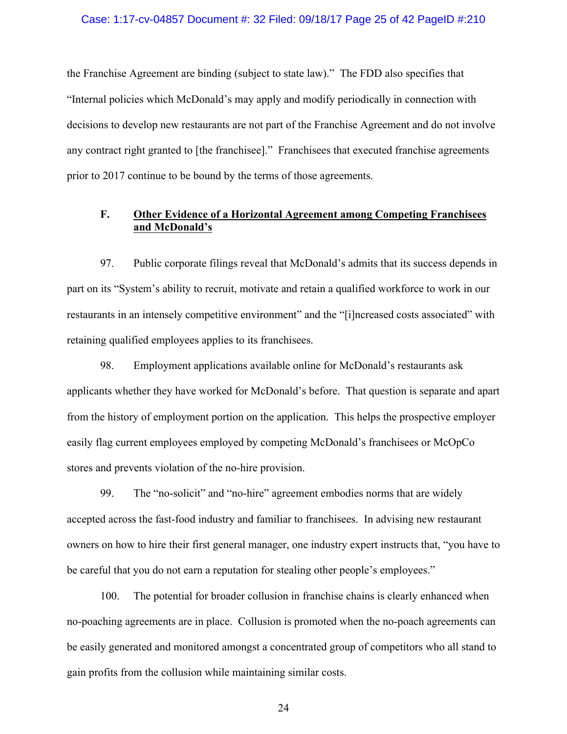the Franchise Agreement are binding (subject to state law)." The FDD also specifies that "Internal policies which McDonald's may apply and modify periodically in connection with decisions to develop new restaurants are not part of the Franchise Agreement and do not involve any contract right granted to [the franchisee]." Franchisees that executed franchise agreements prior to 2017 continue to be bound by the terms of those agreements.

### F. Other Evidence of a Horizontal Agreement among Competing Franchisees and McDonald's

97. Public corporate filings reveal that McDonald's admits that its success depends in part on its "System's ability to recruit, motivate and retain a qualified workforce to work in our restaurants in an intensely competitive environment" and the "[i]ncreased costs associated" with retaining qualified employees applies to its franchisees.

98. Employment applications available online for McDonald's restaurants ask applicants whether they have worked for McDonald's before. That question is separate and apart from the history of employment portion on the application. This helps the prospective employer easily flag current employees employed by competing McDonald's franchisees or McOpCo stores and prevents violation of the no-hire provision.

99. The "no-solicit" and "no-hire" agreement embodies norms that are widely accepted across the fast-food industry and familiar to franchisees. In advising new restaurant owners on how to hire their first general manager, one industry expert instructs that, "you have to be careful that you do not earn a reputation for stealing other people's employees."

100. The potential for broader collusion in franchise chains is clearly enhanced when no-poaching agreements are in place. Collusion is promoted when the no-poach agreements can be easily generated and monitored amongst a concentrated group of competitors who all stand to gain profits from the collusion while maintaining similar costs.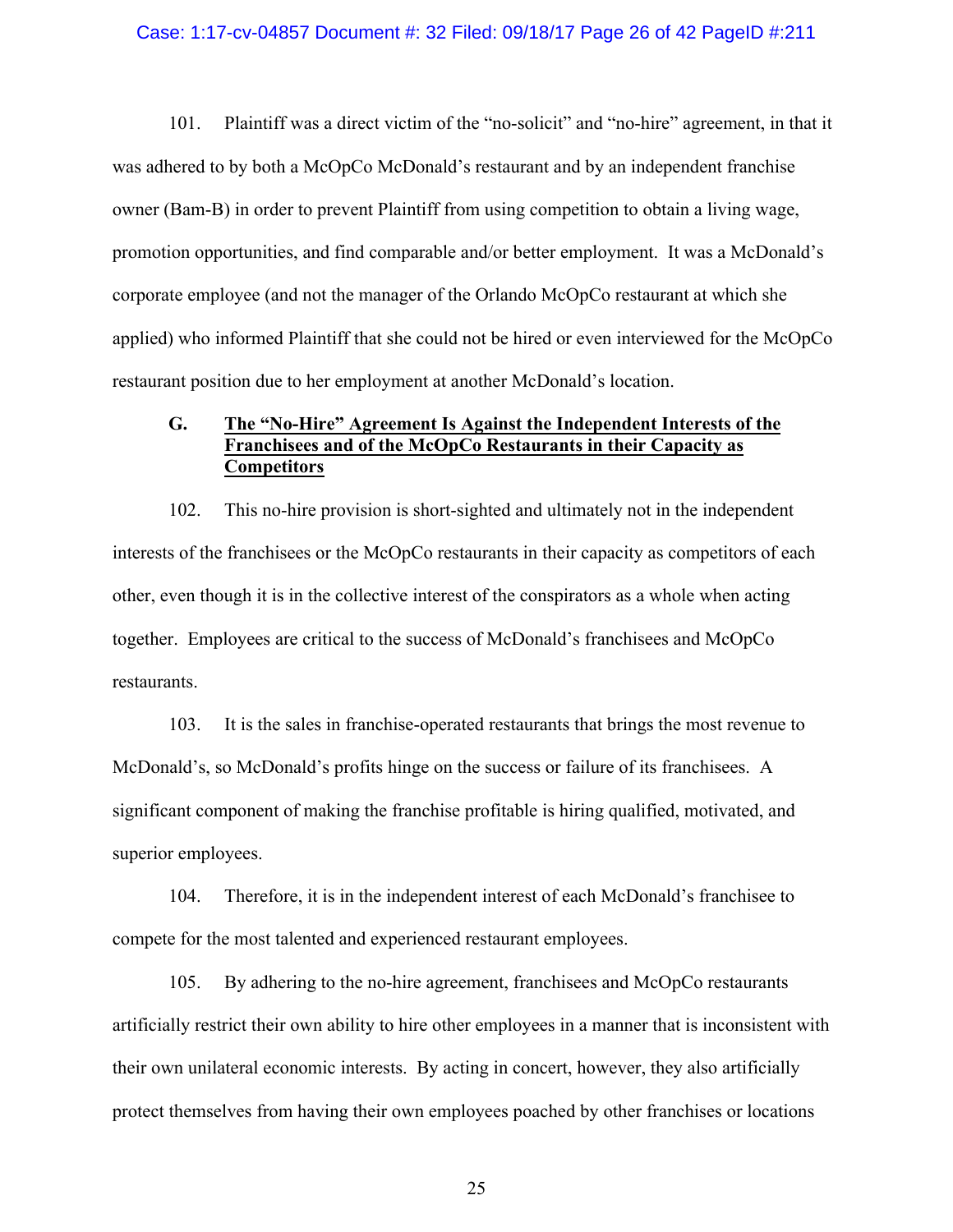101. Plaintiff was a direct victim of the "no-solicit" and "no-hire" agreement, in that it was adhered to by both a McOpCo McDonald's restaurant and by an independent franchise owner (Bam-B) in order to prevent Plaintiff from using competition to obtain a living wage, promotion opportunities, and find comparable and/or better employment. It was a McDonald's corporate employee (and not the manager of the Orlando McOpCo restaurant at which she applied) who informed Plaintiff that she could not be hired or even interviewed for the McOpCo restaurant position due to her employment at another McDonald's location.

### G. The "No-Hire" Agreement Is Against the Independent Interests of the Franchisees and of the McOpCo Restaurants in their Capacity as Competitors

102. This no-hire provision is short-sighted and ultimately not in the independent interests of the franchisees or the McOpCo restaurants in their capacity as competitors of each other, even though it is in the collective interest of the conspirators as a whole when acting together. Employees are critical to the success of McDonald's franchisees and McOpCo restaurants.

103. It is the sales in franchise-operated restaurants that brings the most revenue to McDonald's, so McDonald's profits hinge on the success or failure of its franchisees. A significant component of making the franchise profitable is hiring qualified, motivated, and superior employees.

104. Therefore, it is in the independent interest of each McDonald's franchisee to compete for the most talented and experienced restaurant employees.

105. By adhering to the no-hire agreement, franchisees and McOpCo restaurants artificially restrict their own ability to hire other employees in a manner that is inconsistent with their own unilateral economic interests. By acting in concert, however, they also artificially protect themselves from having their own employees poached by other franchises or locations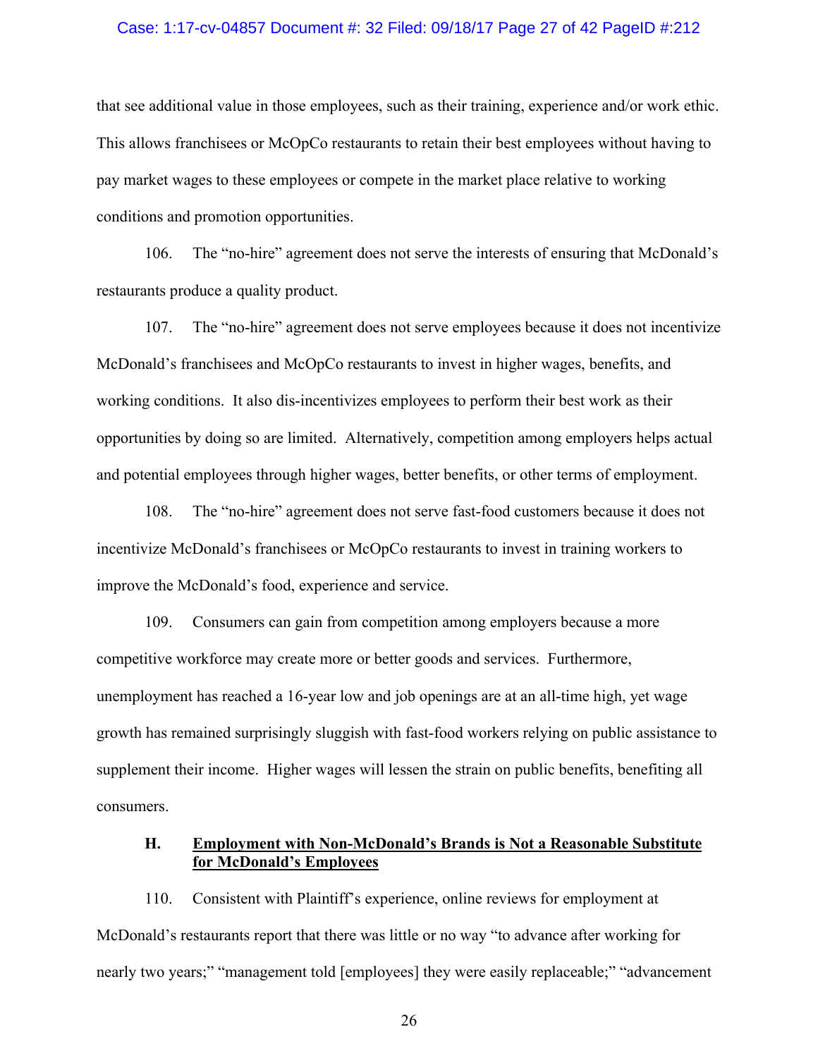that see additional value in those employees, such as their training, experience and/or work ethic. This allows franchisees or McOpCo restaurants to retain their best employees without having to pay market wages to these employees or compete in the market place relative to working conditions and promotion opportunities.

106. The "no-hire" agreement does not serve the interests of ensuring that McDonald's restaurants produce a quality product.

107. The "no-hire" agreement does not serve employees because it does not incentivize McDonald's franchisees and McOpCo restaurants to invest in higher wages, benefits, and working conditions. It also dis-incentivizes employees to perform their best work as their opportunities by doing so are limited. Alternatively, competition among employers helps actual and potential employees through higher wages, better benefits, or other terms of employment.

108. The "no-hire" agreement does not serve fast-food customers because it does not incentivize McDonald's franchisees or McOpCo restaurants to invest in training workers to improve the McDonald's food, experience and service.

109. Consumers can gain from competition among employers because a more competitive workforce may create more or better goods and services. Furthermore, unemployment has reached a 16-year low and job openings are at an all-time high, yet wage growth has remained surprisingly sluggish with fast-food workers relying on public assistance to supplement their income. Higher wages will lessen the strain on public benefits, benefiting all consumers.

### H. <u>Employment with Non-McDonald's Brands is Not a Reasonable Substitute for McDonald's Employees</u>

110. Consistent with Plaintiff's experience, online reviews for employment at McDonald's restaurants report that there was little or no way "to advance after working for nearly two years;" "management told [employees] they were easily replaceable;" "advancement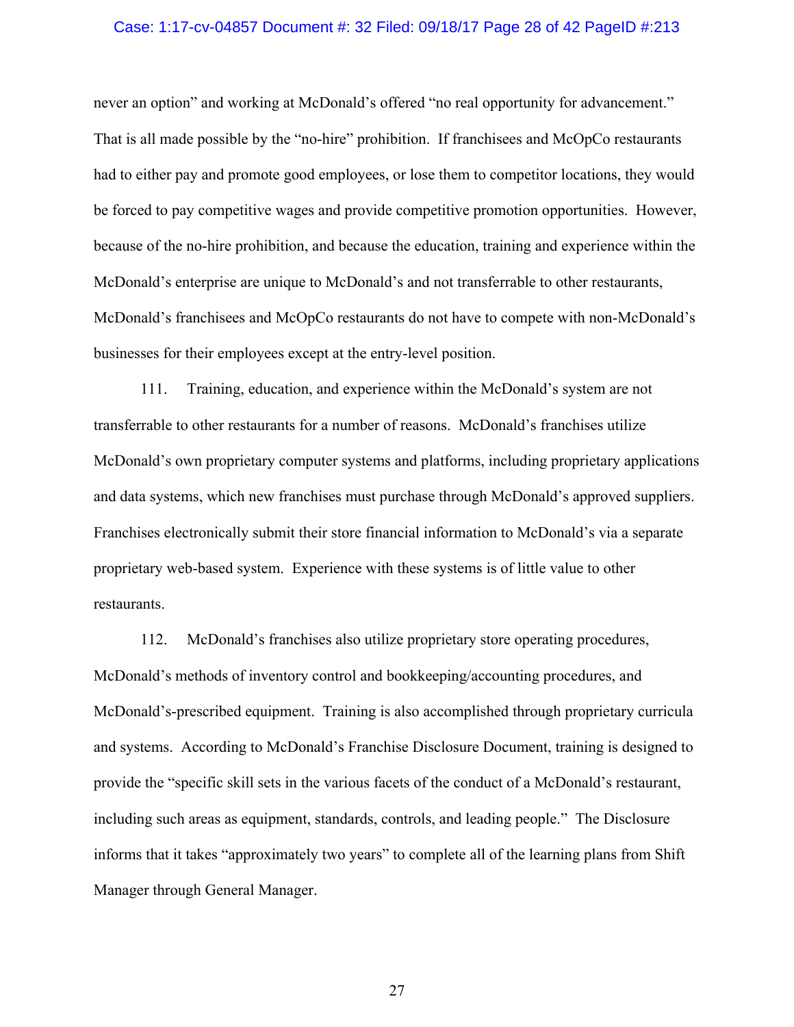never an option" and working at McDonald's offered "no real opportunity for advancement." That is all made possible by the "no-hire" prohibition. If franchisees and McOpCo restaurants had to either pay and promote good employees, or lose them to competitor locations, they would be forced to pay competitive wages and provide competitive promotion opportunities. However, because of the no-hire prohibition, and because the education, training and experience within the McDonald's enterprise are unique to McDonald's and not transferrable to other restaurants, McDonald's franchisees and McOpCo restaurants do not have to compete with non-McDonald's businesses for their employees except at the entry-level position.

111. Training, education, and experience within the McDonald's system are not transferrable to other restaurants for a number of reasons. McDonald's franchises utilize McDonald's own proprietary computer systems and platforms, including proprietary applications and data systems, which new franchises must purchase through McDonald's approved suppliers. Franchises electronically submit their store financial information to McDonald's via a separate proprietary web-based system. Experience with these systems is of little value to other restaurants.

112. McDonald's franchises also utilize proprietary store operating procedures, McDonald's methods of inventory control and bookkeeping/accounting procedures, and McDonald's-prescribed equipment. Training is also accomplished through proprietary curricula and systems. According to McDonald's Franchise Disclosure Document, training is designed to provide the "specific skill sets in the various facets of the conduct of a McDonald's restaurant, including such areas as equipment, standards, controls, and leading people." The Disclosure informs that it takes "approximately two years" to complete all of the learning plans from Shift Manager through General Manager.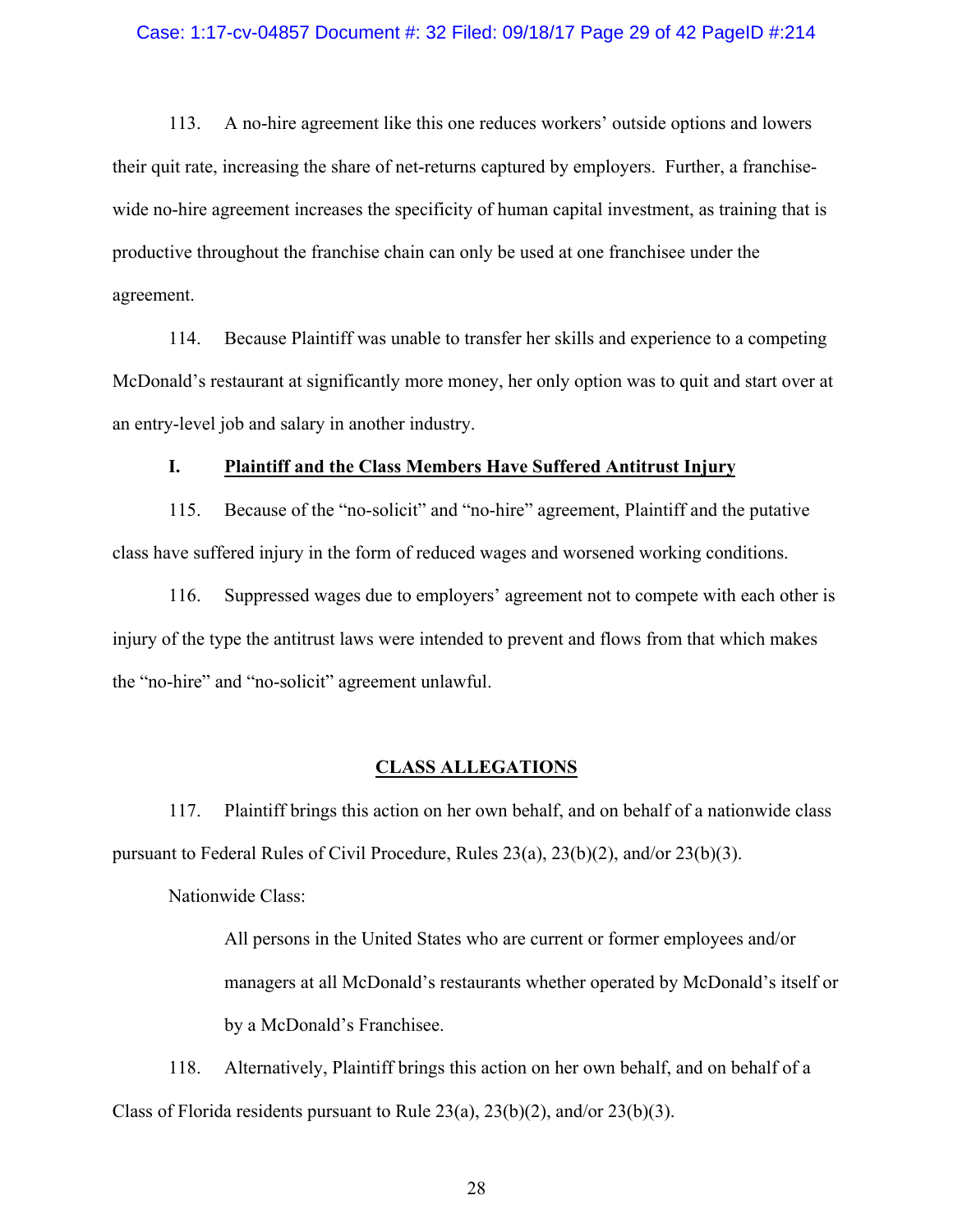113. A no-hire agreement like this one reduces workers' outside options and lowers their quit rate, increasing the share of net-returns captured by employers. Further, a franchise-wide no-hire agreement increases the specificity of human capital investment, as training that is productive throughout the franchise chain can only be used at one franchisee under the agreement.

114. Because Plaintiff was unable to transfer her skills and experience to a competing McDonald's restaurant at significantly more money, her only option was to quit and start over at an entry-level job and salary in another industry.

### I. Plaintiff and the Class Members Have Suffered Antitrust Injury

115. Because of the "no-solicit" and "no-hire" agreement, Plaintiff and the putative class have suffered injury in the form of reduced wages and worsened working conditions.

116. Suppressed wages due to employers' agreement not to compete with each other is injury of the type the antitrust laws were intended to prevent and flows from that which makes the "no-hire" and "no-solicit" agreement unlawful.

## CLASS ALLEGATIONS

117. Plaintiff brings this action on her own behalf, and on behalf of a nationwide class pursuant to Federal Rules of Civil Procedure, Rules 23(a), 23(b)(2), and/or 23(b)(3).

Nationwide Class:

> All persons in the United States who are current or former employees and/or managers at all McDonald's restaurants whether operated by McDonald's itself or by a McDonald's Franchisee.

118. Alternatively, Plaintiff brings this action on her own behalf, and on behalf of a Class of Florida residents pursuant to Rule 23(a), 23(b)(2), and/or 23(b)(3).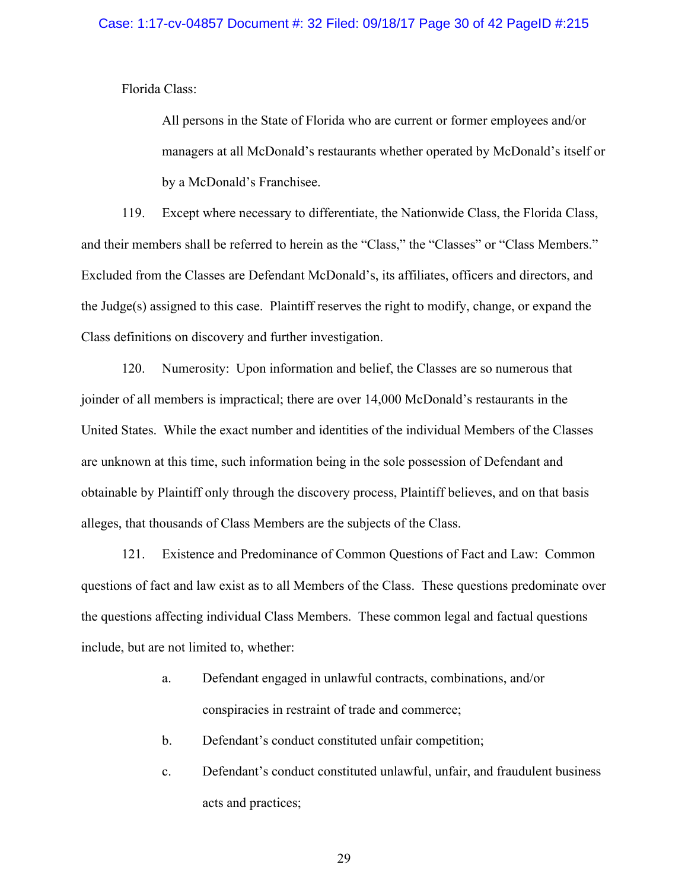Florida Class:

> All persons in the State of Florida who are current or former employees and/or managers at all McDonald's restaurants whether operated by McDonald's itself or by a McDonald's Franchisee.

119. Except where necessary to differentiate, the Nationwide Class, the Florida Class, and their members shall be referred to herein as the "Class," the "Classes" or "Class Members." Excluded from the Classes are Defendant McDonald's, its affiliates, officers and directors, and the Judge(s) assigned to this case. Plaintiff reserves the right to modify, change, or expand the Class definitions on discovery and further investigation.

120. Numerosity: Upon information and belief, the Classes are so numerous that joinder of all members is impractical; there are over 14,000 McDonald's restaurants in the United States. While the exact number and identities of the individual Members of the Classes are unknown at this time, such information being in the sole possession of Defendant and obtainable by Plaintiff only through the discovery process, Plaintiff believes, and on that basis alleges, that thousands of Class Members are the subjects of the Class.

121. Existence and Predominance of Common Questions of Fact and Law: Common questions of fact and law exist as to all Members of the Class. These questions predominate over the questions affecting individual Class Members. These common legal and factual questions include, but are not limited to, whether:

a. Defendant engaged in unlawful contracts, combinations, and/or conspiracies in restraint of trade and commerce;

b. Defendant's conduct constituted unfair competition;

c. Defendant's conduct constituted unlawful, unfair, and fraudulent business acts and practices;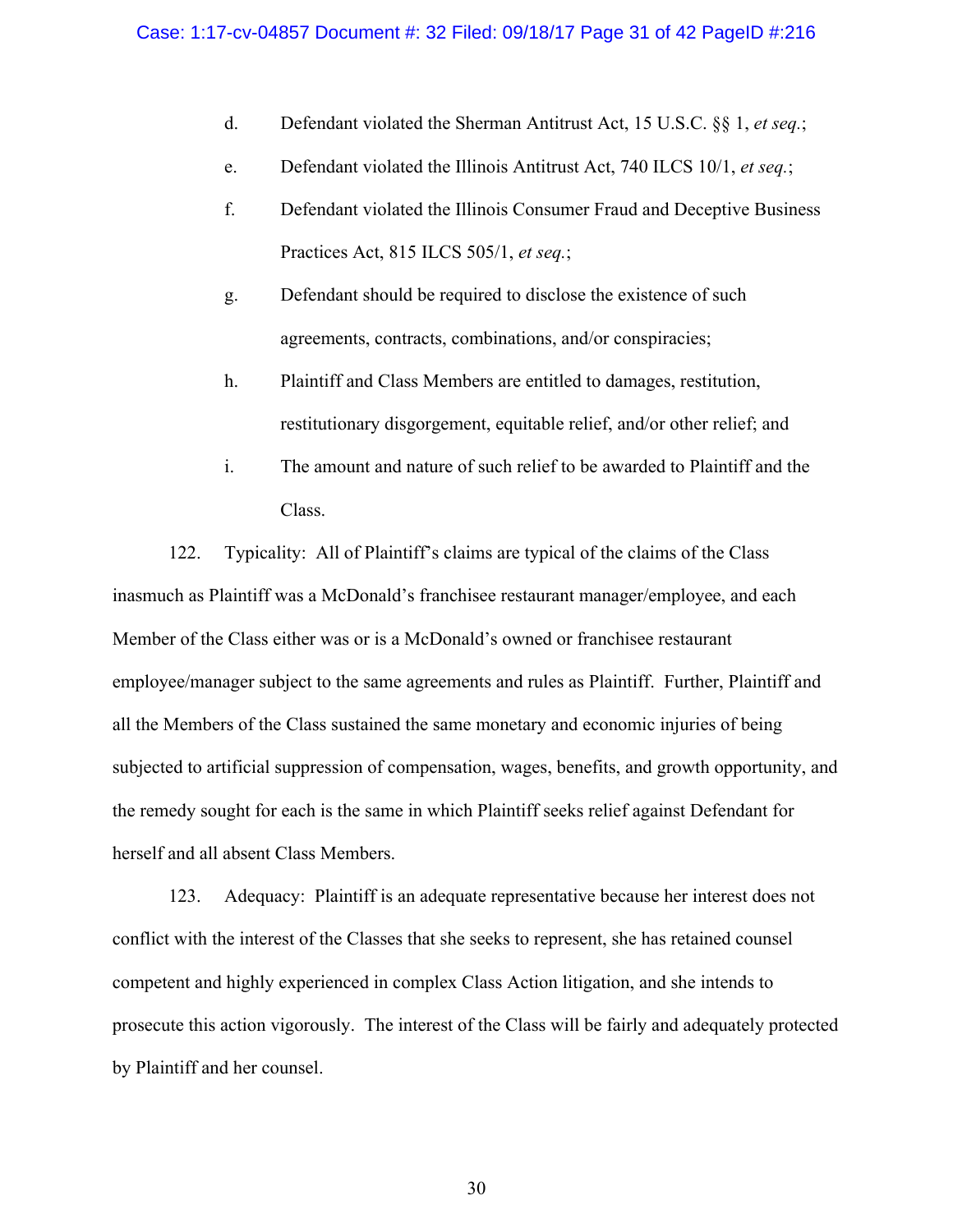d. Defendant violated the Sherman Antitrust Act, 15 U.S.C. §§ 1, *et seq.*;

e. Defendant violated the Illinois Antitrust Act, 740 ILCS 10/1, *et seq.*;

f. Defendant violated the Illinois Consumer Fraud and Deceptive Business Practices Act, 815 ILCS 505/1, *et seq.*;

g. Defendant should be required to disclose the existence of such agreements, contracts, combinations, and/or conspiracies;

h. Plaintiff and Class Members are entitled to damages, restitution, restitutionary disgorgement, equitable relief, and/or other relief; and

i. The amount and nature of such relief to be awarded to Plaintiff and the Class.

122. Typicality: All of Plaintiff's claims are typical of the claims of the Class inasmuch as Plaintiff was a McDonald's franchisee restaurant manager/employee, and each Member of the Class either was or is a McDonald's owned or franchisee restaurant employee/manager subject to the same agreements and rules as Plaintiff. Further, Plaintiff and all the Members of the Class sustained the same monetary and economic injuries of being subjected to artificial suppression of compensation, wages, benefits, and growth opportunity, and the remedy sought for each is the same in which Plaintiff seeks relief against Defendant for herself and all absent Class Members.

123. Adequacy: Plaintiff is an adequate representative because her interest does not conflict with the interest of the Classes that she seeks to represent, she has retained counsel competent and highly experienced in complex Class Action litigation, and she intends to prosecute this action vigorously. The interest of the Class will be fairly and adequately protected by Plaintiff and her counsel.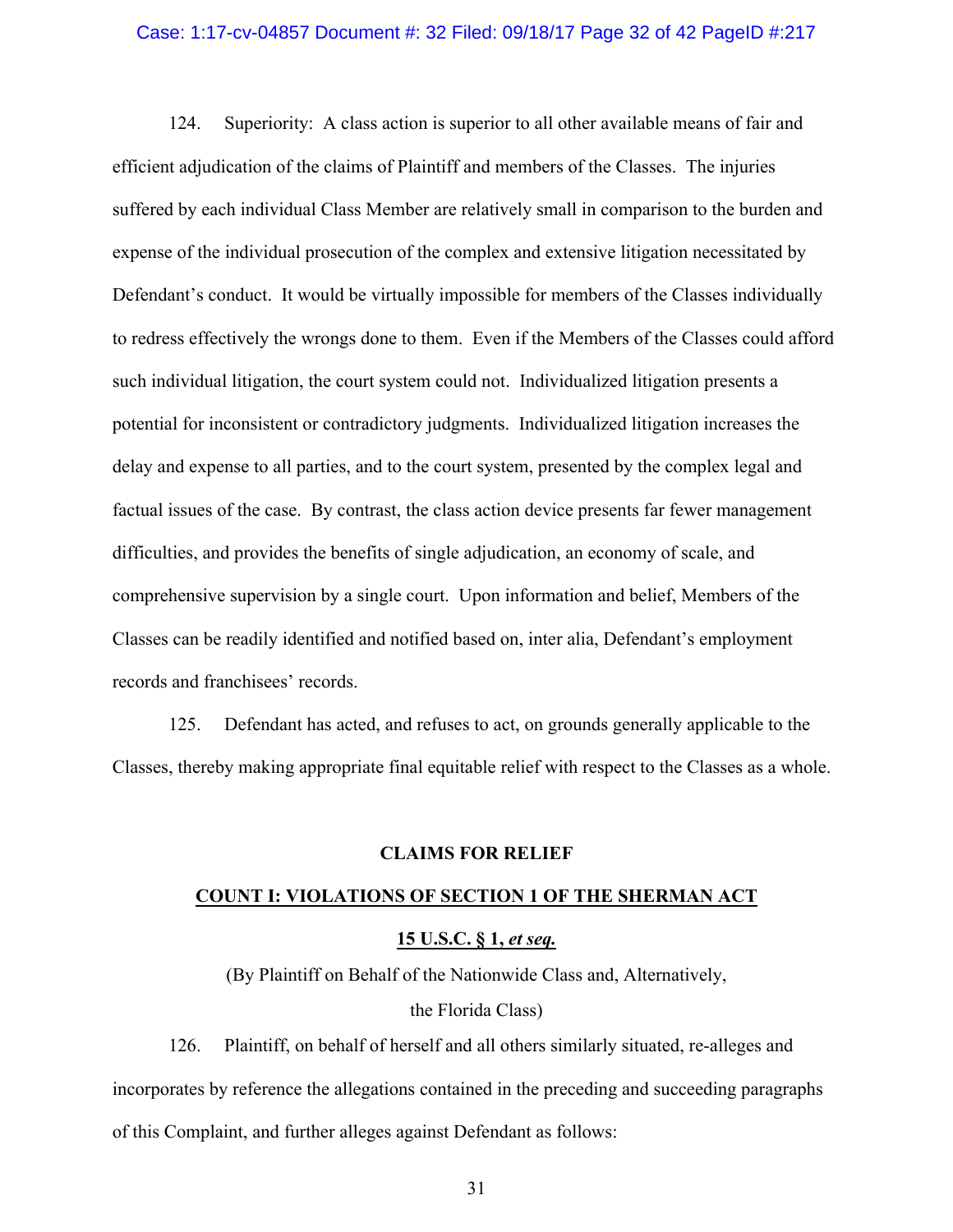124. Superiority: A class action is superior to all other available means of fair and efficient adjudication of the claims of Plaintiff and members of the Classes. The injuries suffered by each individual Class Member are relatively small in comparison to the burden and expense of the individual prosecution of the complex and extensive litigation necessitated by Defendant's conduct. It would be virtually impossible for members of the Classes individually to redress effectively the wrongs done to them. Even if the Members of the Classes could afford such individual litigation, the court system could not. Individualized litigation presents a potential for inconsistent or contradictory judgments. Individualized litigation increases the delay and expense to all parties, and to the court system, presented by the complex legal and factual issues of the case. By contrast, the class action device presents far fewer management difficulties, and provides the benefits of single adjudication, an economy of scale, and comprehensive supervision by a single court. Upon information and belief, Members of the Classes can be readily identified and notified based on, inter alia, Defendant's employment records and franchisees' records.

125. Defendant has acted, and refuses to act, on grounds generally applicable to the Classes, thereby making appropriate final equitable relief with respect to the Classes as a whole.

## CLAIMS FOR RELIEF

### COUNT I: VIOLATIONS OF SECTION 1 OF THE SHERMAN ACT

### 15 U.S.C. § 1, *et seq.*

(By Plaintiff on Behalf of the Nationwide Class and, Alternatively, the Florida Class)

126. Plaintiff, on behalf of herself and all others similarly situated, re-alleges and incorporates by reference the allegations contained in the preceding and succeeding paragraphs of this Complaint, and further alleges against Defendant as follows: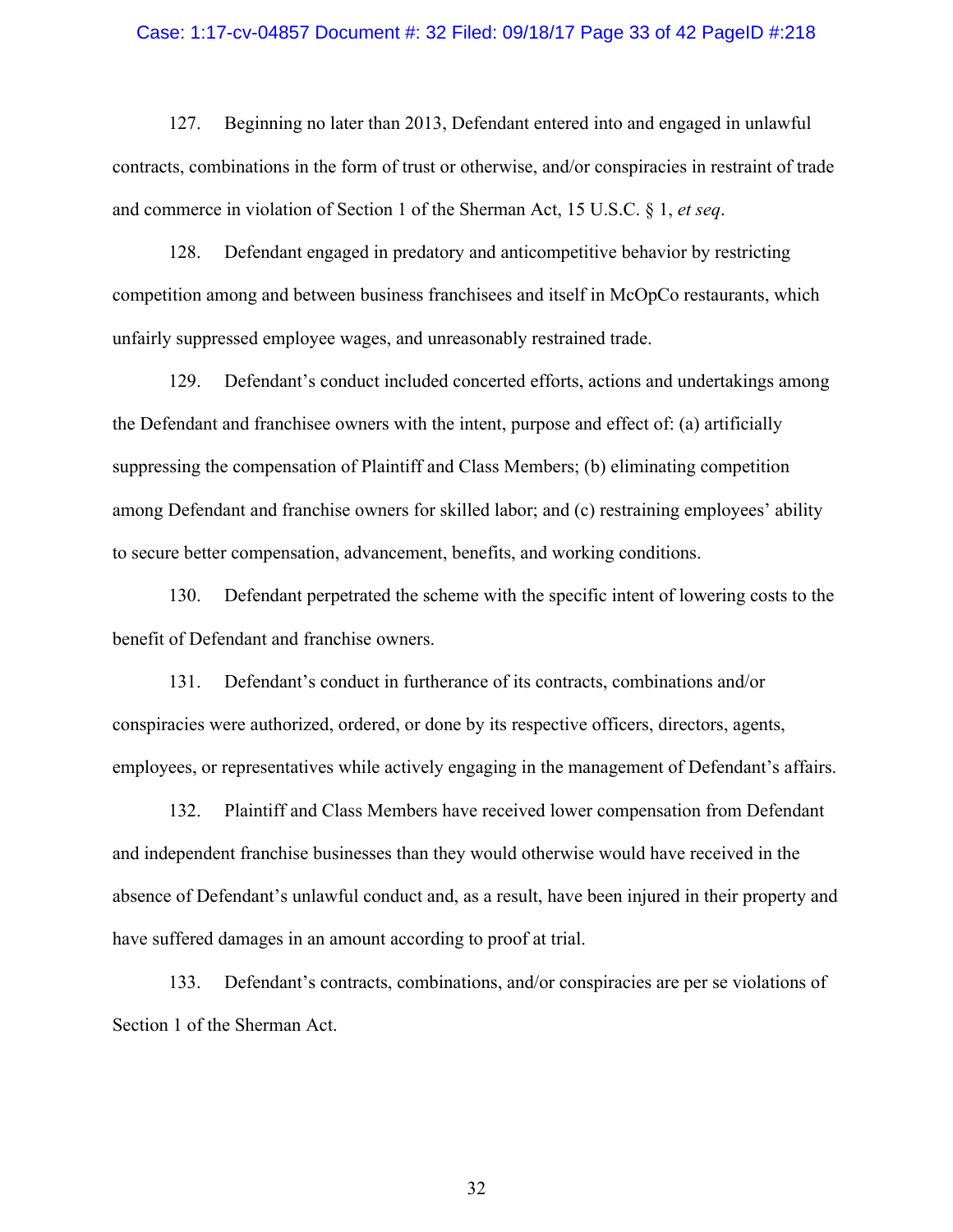127. Beginning no later than 2013, Defendant entered into and engaged in unlawful contracts, combinations in the form of trust or otherwise, and/or conspiracies in restraint of trade and commerce in violation of Section 1 of the Sherman Act, 15 U.S.C. § 1, *et seq*.

128. Defendant engaged in predatory and anticompetitive behavior by restricting competition among and between business franchisees and itself in McOpCo restaurants, which unfairly suppressed employee wages, and unreasonably restrained trade.

129. Defendant's conduct included concerted efforts, actions and undertakings among the Defendant and franchisee owners with the intent, purpose and effect of: (a) artificially suppressing the compensation of Plaintiff and Class Members; (b) eliminating competition among Defendant and franchise owners for skilled labor; and (c) restraining employees' ability to secure better compensation, advancement, benefits, and working conditions.

130. Defendant perpetrated the scheme with the specific intent of lowering costs to the benefit of Defendant and franchise owners.

131. Defendant's conduct in furtherance of its contracts, combinations and/or conspiracies were authorized, ordered, or done by its respective officers, directors, agents, employees, or representatives while actively engaging in the management of Defendant's affairs.

132. Plaintiff and Class Members have received lower compensation from Defendant and independent franchise businesses than they would otherwise would have received in the absence of Defendant's unlawful conduct and, as a result, have been injured in their property and have suffered damages in an amount according to proof at trial.

133. Defendant's contracts, combinations, and/or conspiracies are per se violations of Section 1 of the Sherman Act.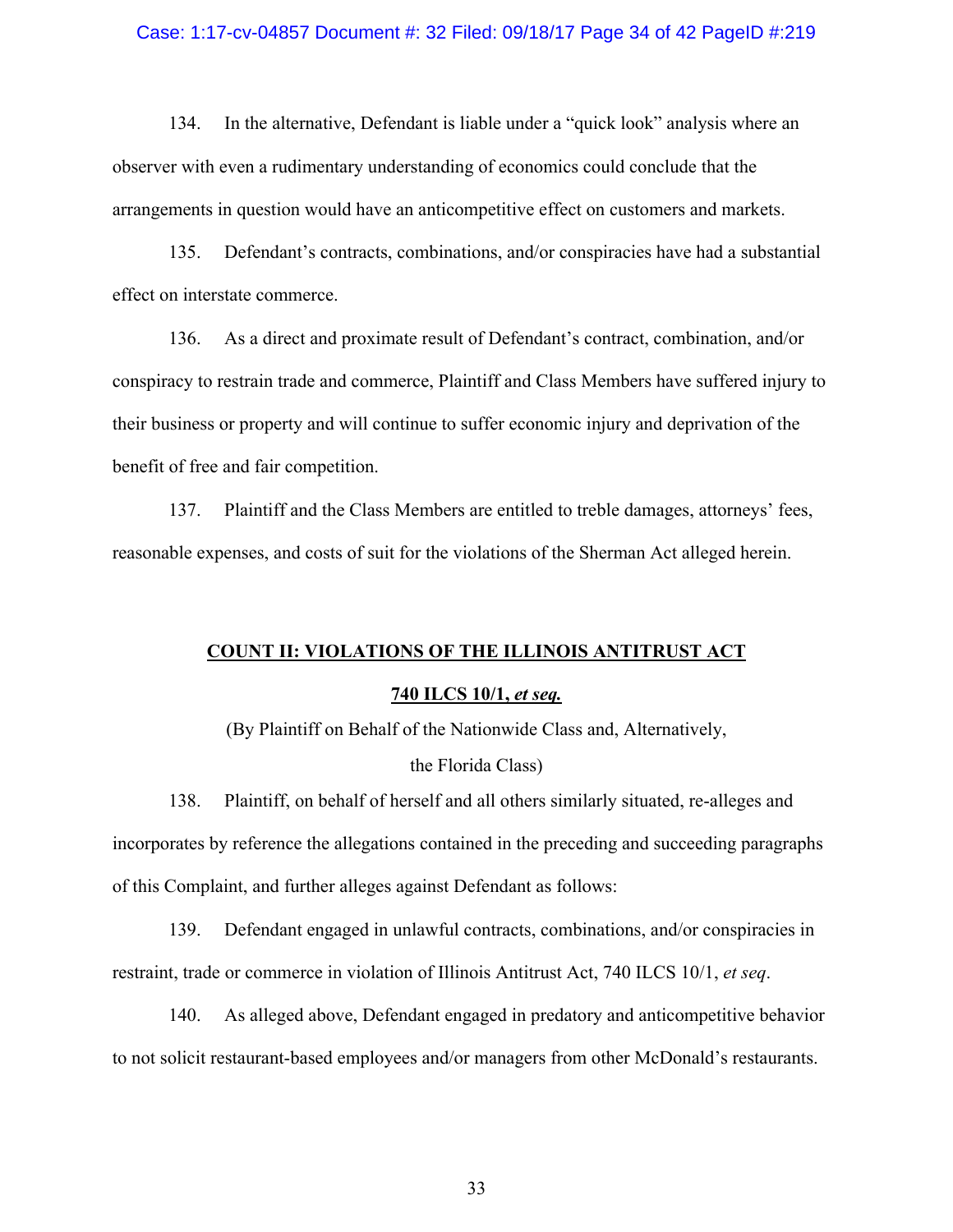134. In the alternative, Defendant is liable under a "quick look" analysis where an observer with even a rudimentary understanding of economics could conclude that the arrangements in question would have an anticompetitive effect on customers and markets.

135. Defendant's contracts, combinations, and/or conspiracies have had a substantial effect on interstate commerce.

136. As a direct and proximate result of Defendant's contract, combination, and/or conspiracy to restrain trade and commerce, Plaintiff and Class Members have suffered injury to their business or property and will continue to suffer economic injury and deprivation of the benefit of free and fair competition.

137. Plaintiff and the Class Members are entitled to treble damages, attorneys' fees, reasonable expenses, and costs of suit for the violations of the Sherman Act alleged herein.

## COUNT II: VIOLATIONS OF THE ILLINOIS ANTITRUST ACT

### 740 ILCS 10/1, *et seq.*

(By Plaintiff on Behalf of the Nationwide Class and, Alternatively, the Florida Class)

138. Plaintiff, on behalf of herself and all others similarly situated, re-alleges and incorporates by reference the allegations contained in the preceding and succeeding paragraphs of this Complaint, and further alleges against Defendant as follows:

139. Defendant engaged in unlawful contracts, combinations, and/or conspiracies in restraint, trade or commerce in violation of Illinois Antitrust Act, 740 ILCS 10/1, *et seq*.

140. As alleged above, Defendant engaged in predatory and anticompetitive behavior to not solicit restaurant-based employees and/or managers from other McDonald's restaurants.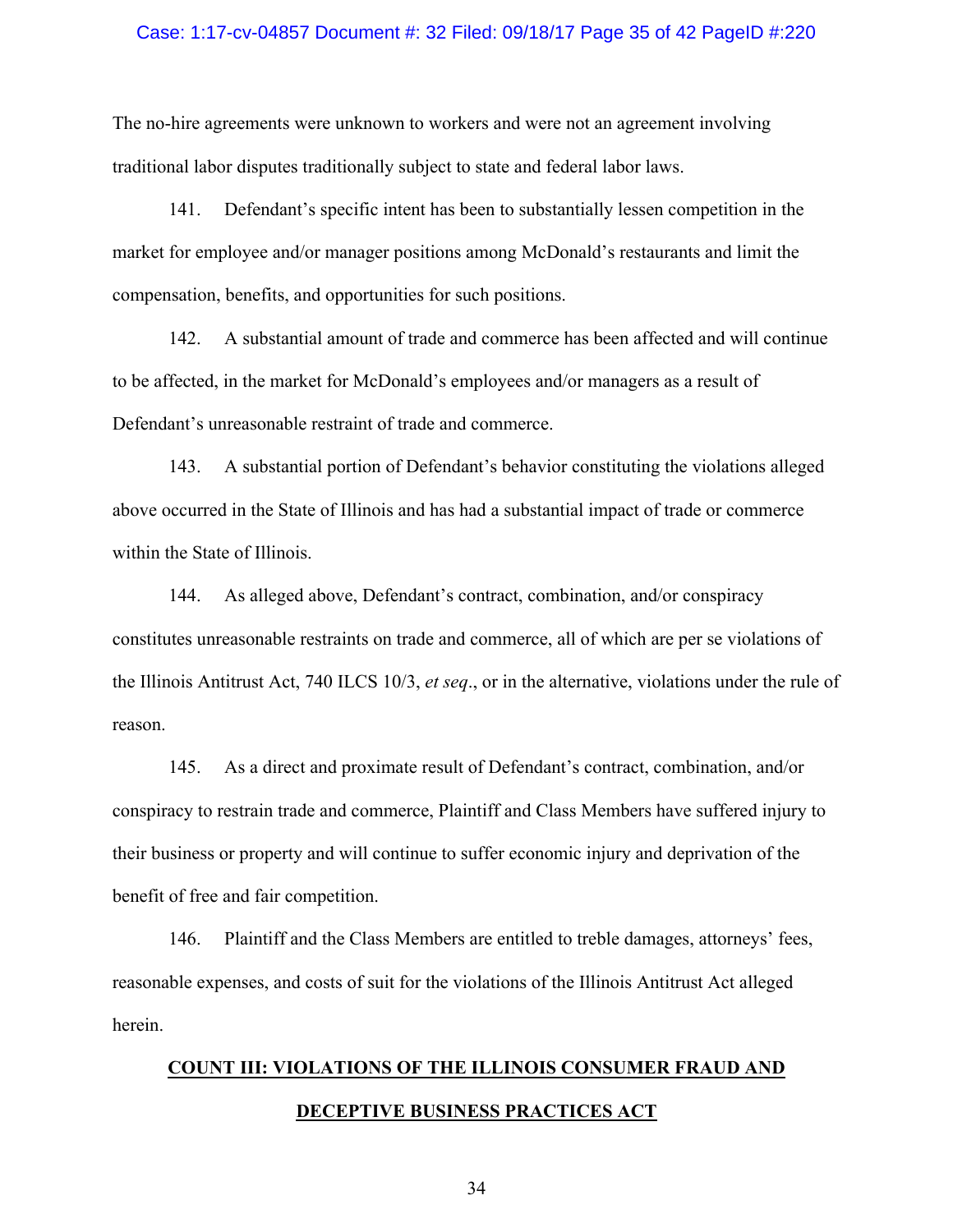The no-hire agreements were unknown to workers and were not an agreement involving traditional labor disputes traditionally subject to state and federal labor laws.

141. Defendant's specific intent has been to substantially lessen competition in the market for employee and/or manager positions among McDonald's restaurants and limit the compensation, benefits, and opportunities for such positions.

142. A substantial amount of trade and commerce has been affected and will continue to be affected, in the market for McDonald's employees and/or managers as a result of Defendant's unreasonable restraint of trade and commerce.

143. A substantial portion of Defendant's behavior constituting the violations alleged above occurred in the State of Illinois and has had a substantial impact of trade or commerce within the State of Illinois.

144. As alleged above, Defendant's contract, combination, and/or conspiracy constitutes unreasonable restraints on trade and commerce, all of which are per se violations of the Illinois Antitrust Act, 740 ILCS 10/3, *et seq*., or in the alternative, violations under the rule of reason.

145. As a direct and proximate result of Defendant's contract, combination, and/or conspiracy to restrain trade and commerce, Plaintiff and Class Members have suffered injury to their business or property and will continue to suffer economic injury and deprivation of the benefit of free and fair competition.

146. Plaintiff and the Class Members are entitled to treble damages, attorneys' fees, reasonable expenses, and costs of suit for the violations of the Illinois Antitrust Act alleged herein.

## **COUNT III: VIOLATIONS OF THE ILLINOIS CONSUMER FRAUD AND DECEPTIVE BUSINESS PRACTICES ACT**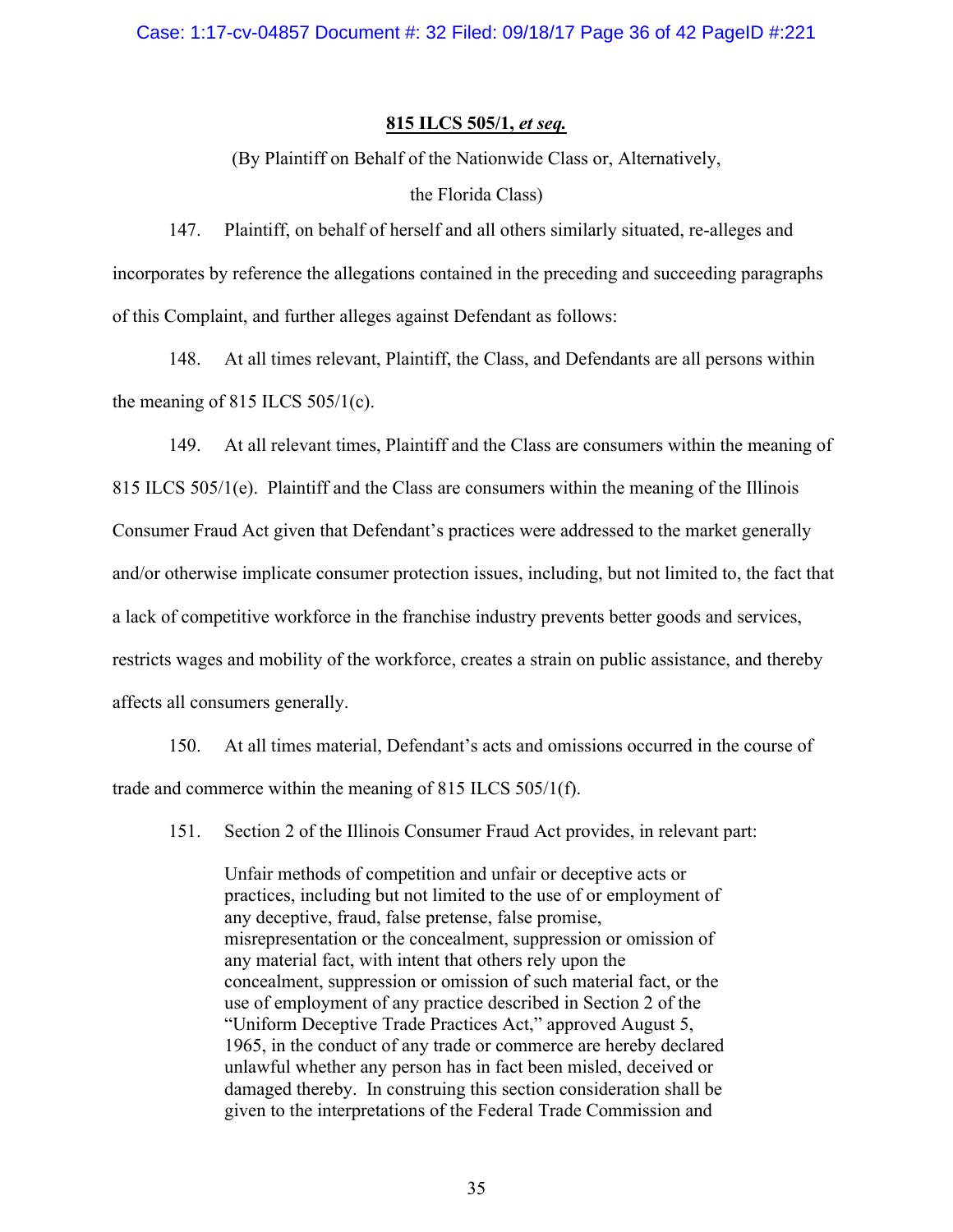**815 ILCS 505/1, *et seq.***

(By Plaintiff on Behalf of the Nationwide Class or, Alternatively,

the Florida Class)

147. Plaintiff, on behalf of herself and all others similarly situated, re-alleges and incorporates by reference the allegations contained in the preceding and succeeding paragraphs of this Complaint, and further alleges against Defendant as follows:

148. At all times relevant, Plaintiff, the Class, and Defendants are all persons within the meaning of 815 ILCS 505/1(c).

149. At all relevant times, Plaintiff and the Class are consumers within the meaning of 815 ILCS 505/1(e). Plaintiff and the Class are consumers within the meaning of the Illinois Consumer Fraud Act given that Defendant's practices were addressed to the market generally and/or otherwise implicate consumer protection issues, including, but not limited to, the fact that a lack of competitive workforce in the franchise industry prevents better goods and services, restricts wages and mobility of the workforce, creates a strain on public assistance, and thereby affects all consumers generally.

150. At all times material, Defendant's acts and omissions occurred in the course of trade and commerce within the meaning of 815 ILCS 505/1(f).

151. Section 2 of the Illinois Consumer Fraud Act provides, in relevant part:

> Unfair methods of competition and unfair or deceptive acts or practices, including but not limited to the use of or employment of any deceptive, fraud, false pretense, false promise, misrepresentation or the concealment, suppression or omission of any material fact, with intent that others rely upon the concealment, suppression or omission of such material fact, or the use of employment of any practice described in Section 2 of the "Uniform Deceptive Trade Practices Act," approved August 5, 1965, in the conduct of any trade or commerce are hereby declared unlawful whether any person has in fact been misled, deceived or damaged thereby. In construing this section consideration shall be given to the interpretations of the Federal Trade Commission and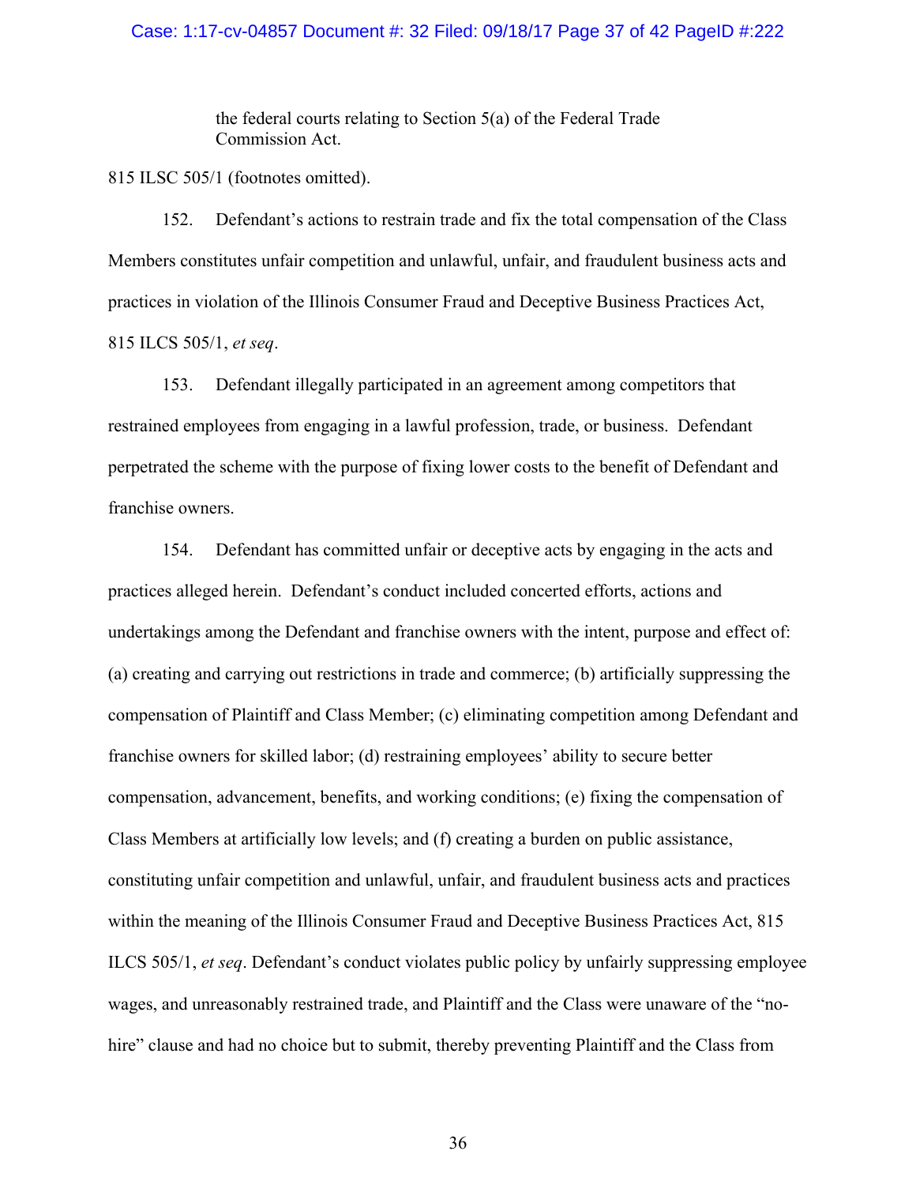> the federal courts relating to Section 5(a) of the Federal Trade Commission Act.

815 ILSC 505/1 (footnotes omitted).

152. Defendant's actions to restrain trade and fix the total compensation of the Class Members constitutes unfair competition and unlawful, unfair, and fraudulent business acts and practices in violation of the Illinois Consumer Fraud and Deceptive Business Practices Act, 815 ILCS 505/1, *et seq*.

153. Defendant illegally participated in an agreement among competitors that restrained employees from engaging in a lawful profession, trade, or business. Defendant perpetrated the scheme with the purpose of fixing lower costs to the benefit of Defendant and franchise owners.

154. Defendant has committed unfair or deceptive acts by engaging in the acts and practices alleged herein. Defendant's conduct included concerted efforts, actions and undertakings among the Defendant and franchise owners with the intent, purpose and effect of: (a) creating and carrying out restrictions in trade and commerce; (b) artificially suppressing the compensation of Plaintiff and Class Member; (c) eliminating competition among Defendant and franchise owners for skilled labor; (d) restraining employees' ability to secure better compensation, advancement, benefits, and working conditions; (e) fixing the compensation of Class Members at artificially low levels; and (f) creating a burden on public assistance, constituting unfair competition and unlawful, unfair, and fraudulent business acts and practices within the meaning of the Illinois Consumer Fraud and Deceptive Business Practices Act, 815 ILCS 505/1, *et seq*. Defendant's conduct violates public policy by unfairly suppressing employee wages, and unreasonably restrained trade, and Plaintiff and the Class were unaware of the "no-hire" clause and had no choice but to submit, thereby preventing Plaintiff and the Class from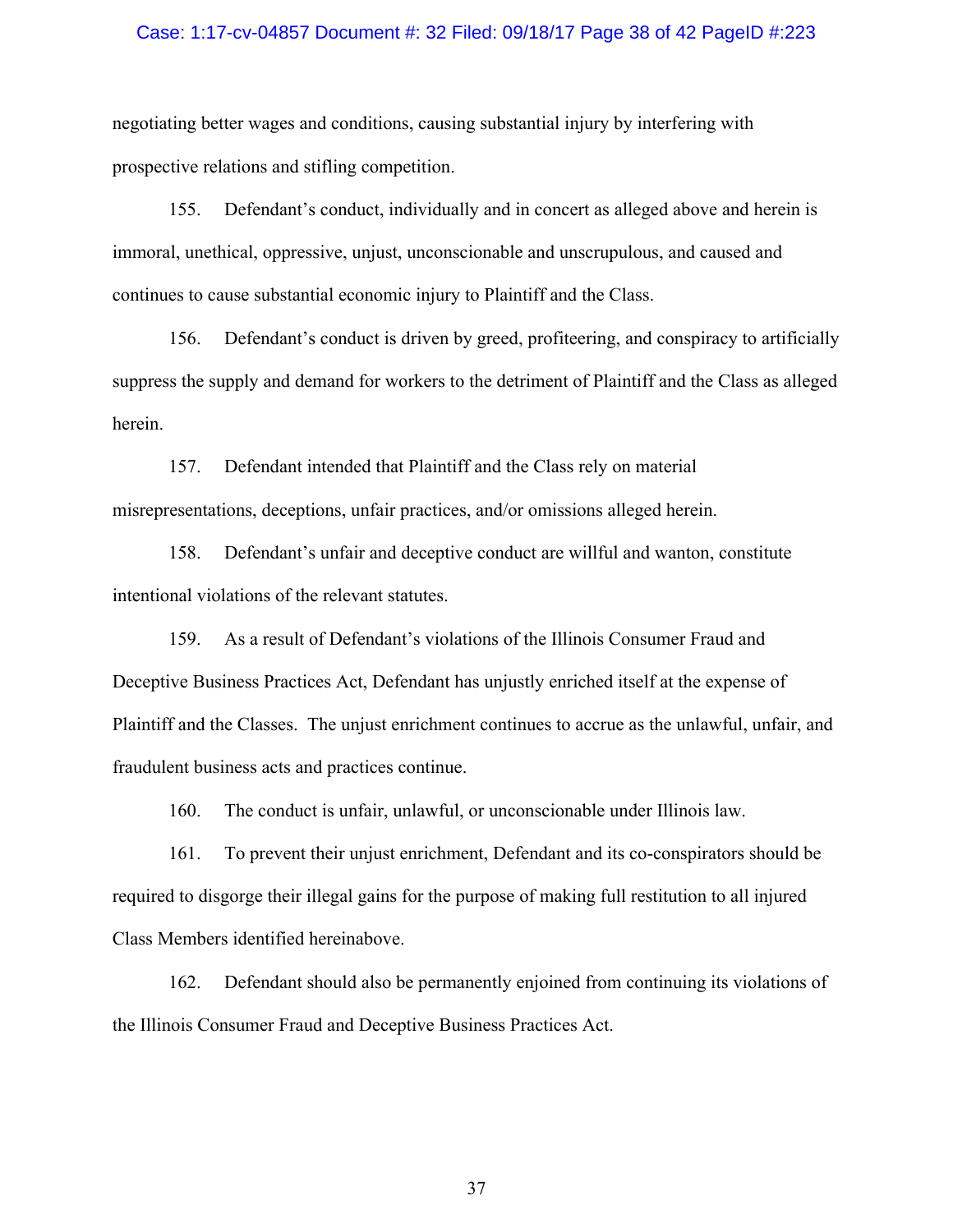negotiating better wages and conditions, causing substantial injury by interfering with prospective relations and stifling competition.

155. Defendant's conduct, individually and in concert as alleged above and herein is immoral, unethical, oppressive, unjust, unconscionable and unscrupulous, and caused and continues to cause substantial economic injury to Plaintiff and the Class.

156. Defendant's conduct is driven by greed, profiteering, and conspiracy to artificially suppress the supply and demand for workers to the detriment of Plaintiff and the Class as alleged herein.

157. Defendant intended that Plaintiff and the Class rely on material misrepresentations, deceptions, unfair practices, and/or omissions alleged herein.

158. Defendant's unfair and deceptive conduct are willful and wanton, constitute intentional violations of the relevant statutes.

159. As a result of Defendant's violations of the Illinois Consumer Fraud and Deceptive Business Practices Act, Defendant has unjustly enriched itself at the expense of Plaintiff and the Classes. The unjust enrichment continues to accrue as the unlawful, unfair, and fraudulent business acts and practices continue.

160. The conduct is unfair, unlawful, or unconscionable under Illinois law.

161. To prevent their unjust enrichment, Defendant and its co-conspirators should be required to disgorge their illegal gains for the purpose of making full restitution to all injured Class Members identified hereinabove.

162. Defendant should also be permanently enjoined from continuing its violations of the Illinois Consumer Fraud and Deceptive Business Practices Act.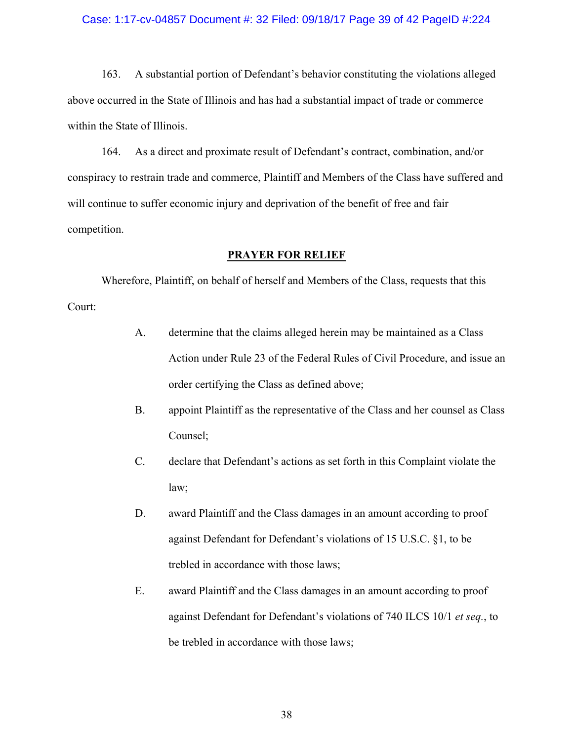163. A substantial portion of Defendant's behavior constituting the violations alleged above occurred in the State of Illinois and has had a substantial impact of trade or commerce within the State of Illinois.

164. As a direct and proximate result of Defendant's contract, combination, and/or conspiracy to restrain trade and commerce, Plaintiff and Members of the Class have suffered and will continue to suffer economic injury and deprivation of the benefit of free and fair competition.

## PRAYER FOR RELIEF

Wherefore, Plaintiff, on behalf of herself and Members of the Class, requests that this Court:

A. determine that the claims alleged herein may be maintained as a Class Action under Rule 23 of the Federal Rules of Civil Procedure, and issue an order certifying the Class as defined above;

B. appoint Plaintiff as the representative of the Class and her counsel as Class Counsel;

C. declare that Defendant's actions as set forth in this Complaint violate the law;

D. award Plaintiff and the Class damages in an amount according to proof against Defendant for Defendant's violations of 15 U.S.C. §1, to be trebled in accordance with those laws;

E. award Plaintiff and the Class damages in an amount according to proof against Defendant for Defendant's violations of 740 ILCS 10/1 *et seq.*, to be trebled in accordance with those laws;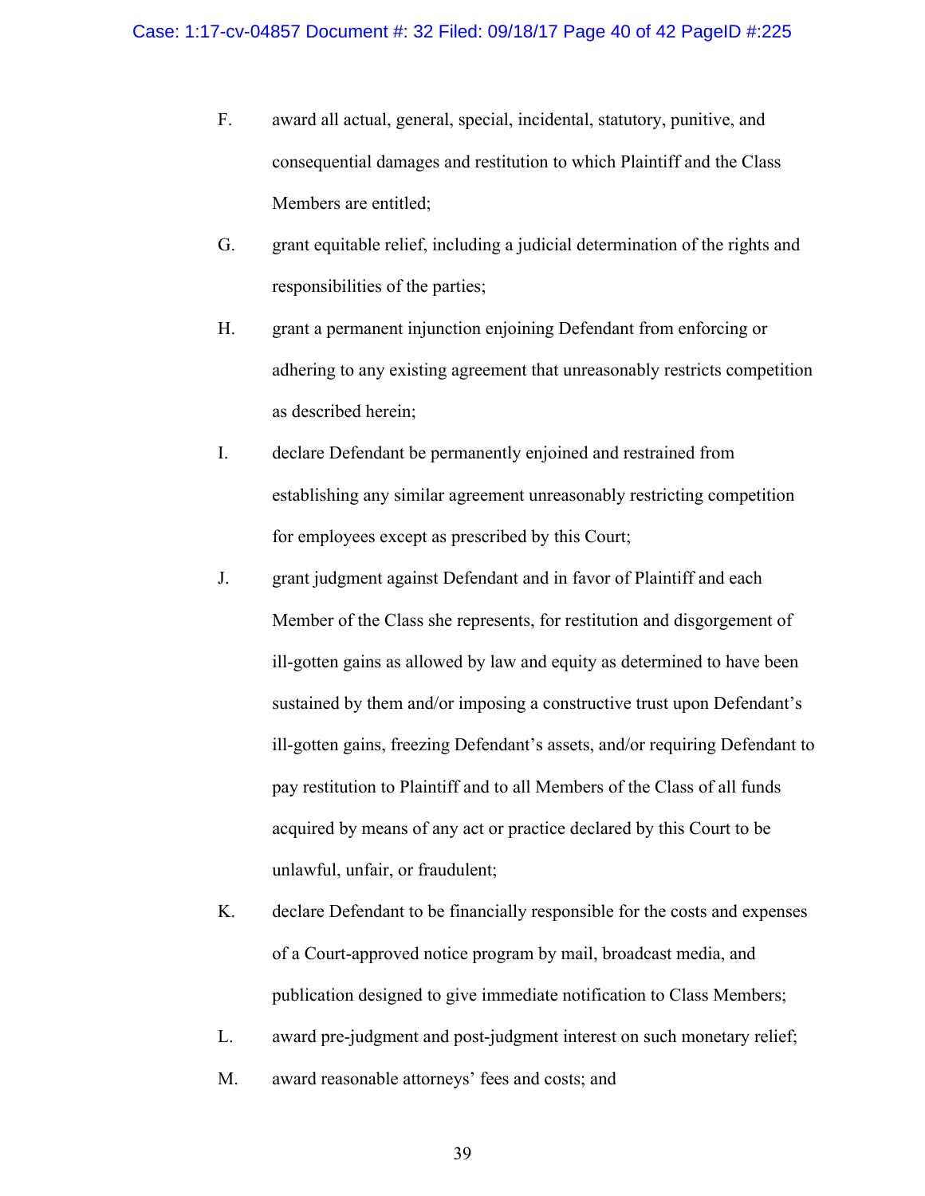F. award all actual, general, special, incidental, statutory, punitive, and consequential damages and restitution to which Plaintiff and the Class Members are entitled;

G. grant equitable relief, including a judicial determination of the rights and responsibilities of the parties;

H. grant a permanent injunction enjoining Defendant from enforcing or adhering to any existing agreement that unreasonably restricts competition as described herein;

I. declare Defendant be permanently enjoined and restrained from establishing any similar agreement unreasonably restricting competition for employees except as prescribed by this Court;

J. grant judgment against Defendant and in favor of Plaintiff and each Member of the Class she represents, for restitution and disgorgement of ill-gotten gains as allowed by law and equity as determined to have been sustained by them and/or imposing a constructive trust upon Defendant's ill-gotten gains, freezing Defendant's assets, and/or requiring Defendant to pay restitution to Plaintiff and to all Members of the Class of all funds acquired by means of any act or practice declared by this Court to be unlawful, unfair, or fraudulent;

K. declare Defendant to be financially responsible for the costs and expenses of a Court-approved notice program by mail, broadcast media, and publication designed to give immediate notification to Class Members;

L. award pre-judgment and post-judgment interest on such monetary relief;

M. award reasonable attorneys' fees and costs; and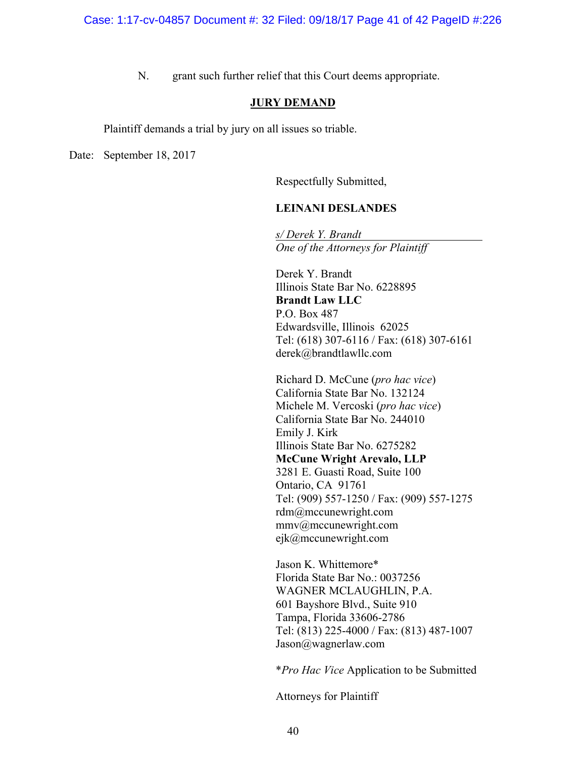N. grant such further relief that this Court deems appropriate.

**JURY DEMAND**

Plaintiff demands a trial by jury on all issues so triable.

Date: September 18, 2017

Respectfully Submitted,

**LEINANI DESLANDES**

*s/ Derek Y. Brandt*
*One of the Attorneys for Plaintiff*

Derek Y. Brandt
Illinois State Bar No. 6228895
**Brandt Law LLC**
P.O. Box 487
Edwardsville, Illinois 62025
Tel: (618) 307-6116 / Fax: (618) 307-6161
derek@brandtlawllc.com

Richard D. McCune (*pro hac vice*)
California State Bar No. 132124
Michele M. Vercoski (*pro hac vice*)
California State Bar No. 244010
Emily J. Kirk
Illinois State Bar No. 6275282
**McCune Wright Arevalo, LLP**
3281 E. Guasti Road, Suite 100
Ontario, CA 91761
Tel: (909) 557-1250 / Fax: (909) 557-1275
rdm@mccunewright.com
mmv@mccunewright.com
ejk@mccunewright.com

Jason K. Whittemore*
Florida State Bar No.: 0037256
WAGNER MCLAUGHLIN, P.A.
601 Bayshore Blvd., Suite 910
Tampa, Florida 33606-2786
Tel: (813) 225-4000 / Fax: (813) 487-1007
Jason@wagnerlaw.com

**Pro Hac Vice* Application to be Submitted

Attorneys for Plaintiff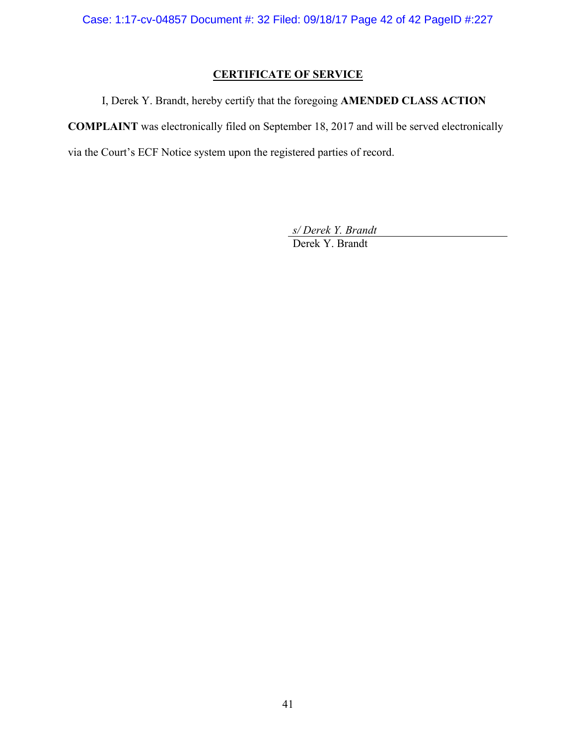**CERTIFICATE OF SERVICE**

I, Derek Y. Brandt, hereby certify that the foregoing **AMENDED CLASS ACTION COMPLAINT** was electronically filed on September 18, 2017 and will be served electronically via the Court's ECF Notice system upon the registered parties of record.

*s/ Derek Y. Brandt*
Derek Y. Brandt